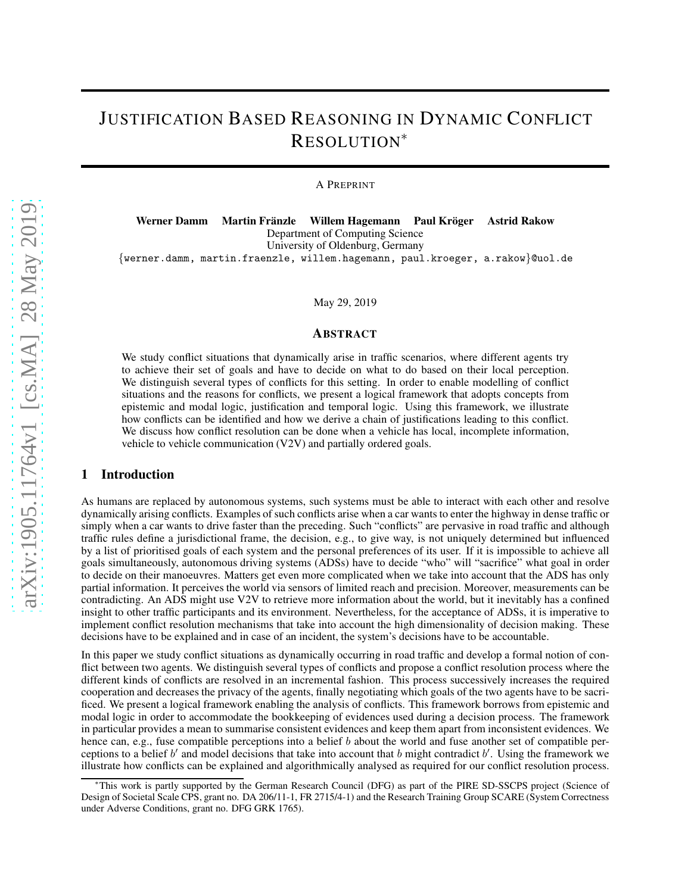# Justification Based Reasoning in Dynamic Conflict Resolution*

A Preprint

**Werner Damm  Martin Fränzle  Willem Hagemann  Paul Kröger  Astrid Rakow**
Department of Computing Science
University of Oldenburg, Germany
{werner.damm, martin.fraenzle, willem.hagemann, paul.kroeger, a.rakow}@uol.de

May 29, 2019

## Abstract

We study conflict situations that dynamically arise in traffic scenarios, where different agents try to achieve their set of goals and have to decide on what to do based on their local perception. We distinguish several types of conflicts for this setting. In order to enable modelling of conflict situations and the reasons for conflicts, we present a logical framework that adopts concepts from epistemic and modal logic, justification and temporal logic. Using this framework, we illustrate how conflicts can be identified and how we derive a chain of justifications leading to this conflict. We discuss how conflict resolution can be done when a vehicle has local, incomplete information, vehicle to vehicle communication (V2V) and partially ordered goals.

## 1 Introduction

As humans are replaced by autonomous systems, such systems must be able to interact with each other and resolve dynamically arising conflicts. Examples of such conflicts arise when a car wants to enter the highway in dense traffic or simply when a car wants to drive faster than the preceding. Such "conflicts" are pervasive in road traffic and although traffic rules define a jurisdictional frame, the decision, e.g., to give way, is not uniquely determined but influenced by a list of prioritised goals of each system and the personal preferences of its user. If it is impossible to achieve all goals simultaneously, autonomous driving systems (ADSs) have to decide "who" will "sacrifice" what goal in order to decide on their manoeuvres. Matters get even more complicated when we take into account that the ADS has only partial information. It perceives the world via sensors of limited reach and precision. Moreover, measurements can be contradicting. An ADS might use V2V to retrieve more information about the world, but it inevitably has a confined insight to other traffic participants and its environment. Nevertheless, for the acceptance of ADSs, it is imperative to implement conflict resolution mechanisms that take into account the high dimensionality of decision making. These decisions have to be explained and in case of an incident, the system's decisions have to be accountable.

In this paper we study conflict situations as dynamically occurring in road traffic and develop a formal notion of conflict between two agents. We distinguish several types of conflicts and propose a conflict resolution process where the different kinds of conflicts are resolved in an incremental fashion. This process successively increases the required cooperation and decreases the privacy of the agents, finally negotiating which goals of the two agents have to be sacrificed. We present a logical framework enabling the analysis of conflicts. This framework borrows from epistemic and modal logic in order to accommodate the bookkeeping of evidences used during a decision process. The framework in particular provides a mean to summarise consistent evidences and keep them apart from inconsistent evidences. We hence can, e.g., fuse compatible perceptions into a belief $b$ about the world and fuse another set of compatible perceptions to a belief $b'$ and model decisions that take into account that $b$ might contradict $b'$. Using the framework we illustrate how conflicts can be explained and algorithmically analysed as required for our conflict resolution process.

*This work is partly supported by the German Research Council (DFG) as part of the PIRE SD-SSCPS project (Science of Design of Societal Scale CPS, grant no. DA 206/11-1, FR 2715/4-1) and the Research Training Group SCARE (System Correctness under Adverse Conditions, grant no. DFG GRK 1765).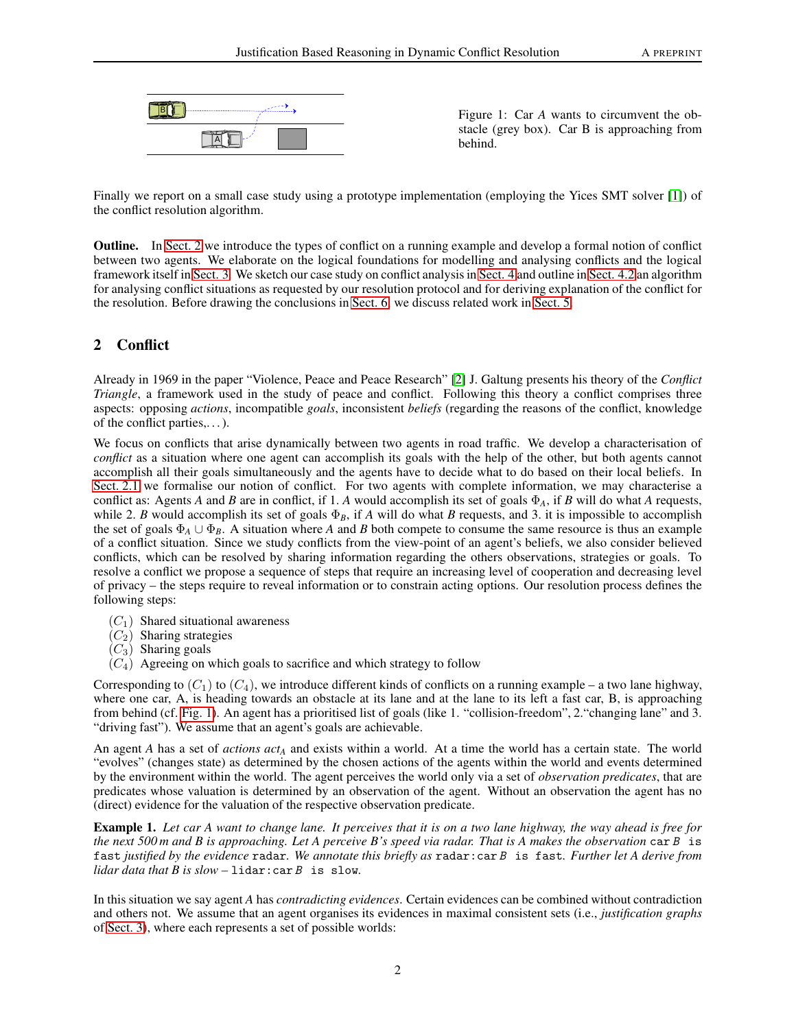Figure 1: Car $A$ wants to circumvent the obstacle (grey box). Car B is approaching from behind.

Finally we report on a small case study using a prototype implementation (employing the Yices SMT solver [1]) of the conflict resolution algorithm.

**Outline.** In Sect. 2 we introduce the types of conflict on a running example and develop a formal notion of conflict between two agents. We elaborate on the logical foundations for modelling and analysing conflicts and the logical framework itself in Sect. 3. We sketch our case study on conflict analysis in Sect. 4 and outline in Sect. 4.2 an algorithm for analysing conflict situations as requested by our resolution protocol and for deriving explanation of the conflict for the resolution. Before drawing the conclusions in Sect. 6, we discuss related work in Sect. 5.

## 2 Conflict

Already in 1969 in the paper "Violence, Peace and Peace Research" [2] J. Galtung presents his theory of the *Conflict Triangle*, a framework used in the study of peace and conflict. Following this theory a conflict comprises three aspects: opposing *actions*, incompatible *goals*, inconsistent *beliefs* (regarding the reasons of the conflict, knowledge of the conflict parties,...).

We focus on conflicts that arise dynamically between two agents in road traffic. We develop a characterisation of *conflict* as a situation where one agent can accomplish its goals with the help of the other, but both agents cannot accomplish all their goals simultaneously and the agents have to decide what to do based on their local beliefs. In Sect. 2.1 we formalise our notion of conflict. For two agents with complete information, we may characterise a conflict as: Agents $A$ and $B$ are in conflict, if 1. $A$ would accomplish its set of goals $\Phi_A$, if $B$ will do what $A$ requests, while 2. $B$ would accomplish its set of goals $\Phi_B$, if $A$ will do what $B$ requests, and 3. it is impossible to accomplish the set of goals $\Phi_A \cup \Phi_B$. A situation where $A$ and $B$ both compete to consume the same resource is thus an example of a conflict situation. Since we study conflicts from the view-point of an agent's beliefs, we also consider believed conflicts, which can be resolved by sharing information regarding the others observations, strategies or goals. To resolve a conflict we propose a sequence of steps that require an increasing level of cooperation and decreasing level of privacy – the steps require to reveal information or to constrain acting options. Our resolution process defines the following steps:

- $(C_1)$ Shared situational awareness
- $(C_2)$ Sharing strategies
- $(C_3)$ Sharing goals
- $(C_4)$ Agreeing on which goals to sacrifice and which strategy to follow

Corresponding to $(C_1)$ to $(C_4)$, we introduce different kinds of conflicts on a running example – a two lane highway, where one car, A, is heading towards an obstacle at its lane and at the lane to its left a fast car, B, is approaching from behind (cf. Fig. 1). An agent has a prioritised list of goals (like 1. "collision-freedom", 2."changing lane" and 3. "driving fast"). We assume that an agent's goals are achievable.

An agent $A$ has a set of *actions* $act_A$ and exists within a world. At a time the world has a certain state. The world "evolves" (changes state) as determined by the chosen actions of the agents within the world and events determined by the environment within the world. The agent perceives the world only via a set of *observation predicates*, that are predicates whose valuation is determined by an observation of the agent. Without an observation the agent has no (direct) evidence for the valuation of the respective observation predicate.

**Example 1.** *Let car A want to change lane. It perceives that it is on a two lane highway, the way ahead is free for the next 500 m and B is approaching. Let A perceive B's speed via radar. That is A makes the observation* `car B is fast` *justified by the evidence* `radar`*. We annotate this briefly as* `radar:car B is fast`*. Further let A derive from lidar data that B is slow –* `lidar:car B is slow`*.*

In this situation we say agent $A$ has *contradicting evidences*. Certain evidences can be combined without contradiction and others not. We assume that an agent organises its evidences in maximal consistent sets (i.e., *justification graphs* of Sect. 3), where each represents a set of possible worlds: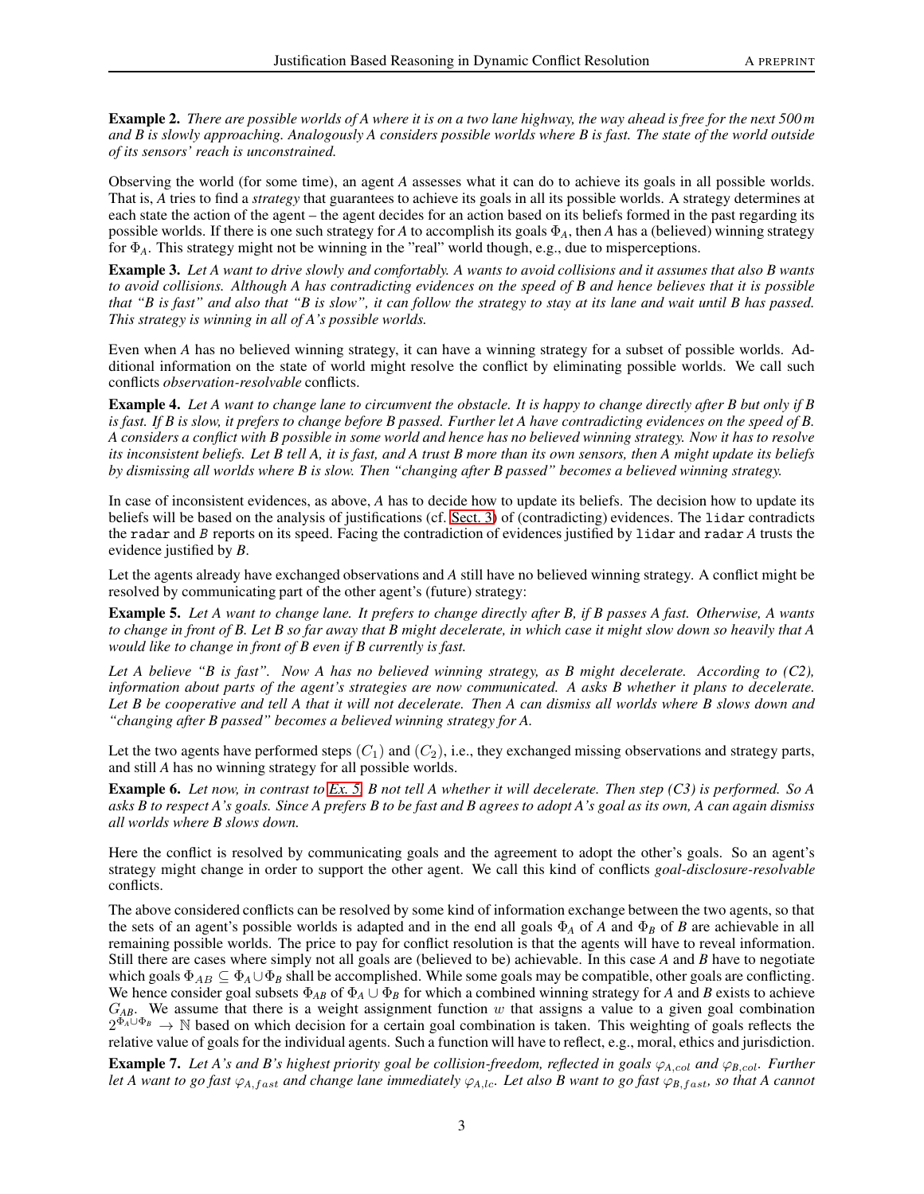**Example 2.** *There are possible worlds of A where it is on a two lane highway, the way ahead is free for the next 500 m and B is slowly approaching. Analogously A considers possible worlds where B is fast. The state of the world outside of its sensors' reach is unconstrained.*

Observing the world (for some time), an agent *A* assesses what it can do to achieve its goals in all possible worlds. That is, *A* tries to find a *strategy* that guarantees to achieve its goals in all its possible worlds. A strategy determines at each state the action of the agent – the agent decides for an action based on its beliefs formed in the past regarding its possible worlds. If there is one such strategy for *A* to accomplish its goals $\Phi_A$, then *A* has a (believed) winning strategy for $\Phi_A$. This strategy might not be winning in the "real" world though, e.g., due to misperceptions.

**Example 3.** *Let A want to drive slowly and comfortably. A wants to avoid collisions and it assumes that also B wants to avoid collisions. Although A has contradicting evidences on the speed of B and hence believes that it is possible that "B is fast" and also that "B is slow", it can follow the strategy to stay at its lane and wait until B has passed. This strategy is winning in all of A's possible worlds.*

Even when *A* has no believed winning strategy, it can have a winning strategy for a subset of possible worlds. Additional information on the state of world might resolve the conflict by eliminating possible worlds. We call such conflicts *observation-resolvable* conflicts.

**Example 4.** *Let A want to change lane to circumvent the obstacle. It is happy to change directly after B but only if B is fast. If B is slow, it prefers to change before B passed. Further let A have contradicting evidences on the speed of B. A considers a conflict with B possible in some world and hence has no believed winning strategy. Now it has to resolve its inconsistent beliefs. Let B tell A, it is fast, and A trust B more than its own sensors, then A might update its beliefs by dismissing all worlds where B is slow. Then "changing after B passed" becomes a believed winning strategy.*

In case of inconsistent evidences, as above, *A* has to decide how to update its beliefs. The decision how to update its beliefs will be based on the analysis of justifications (cf. Sect. 3) of (contradicting) evidences. The `lidar` contradicts the `radar` and *B* reports on its speed. Facing the contradiction of evidences justified by `lidar` and `radar` *A* trusts the evidence justified by *B*.

Let the agents already have exchanged observations and *A* still have no believed winning strategy. A conflict might be resolved by communicating part of the other agent's (future) strategy:

**Example 5.** *Let A want to change lane. It prefers to change directly after B, if B passes A fast. Otherwise, A wants to change in front of B. Let B so far away that B might decelerate, in which case it might slow down so heavily that A would like to change in front of B even if B currently is fast.*

*Let A believe "B is fast". Now A has no believed winning strategy, as B might decelerate. According to (C2), information about parts of the agent's strategies are now communicated. A asks B whether it plans to decelerate. Let B be cooperative and tell A that it will not decelerate. Then A can dismiss all worlds where B slows down and "changing after B passed" becomes a believed winning strategy for A.*

Let the two agents have performed steps $(C_1)$ and $(C_2)$, i.e., they exchanged missing observations and strategy parts, and still *A* has no winning strategy for all possible worlds.

**Example 6.** *Let now, in contrast to Ex. 5, B not tell A whether it will decelerate. Then step (C3) is performed. So A asks B to respect A's goals. Since A prefers B to be fast and B agrees to adopt A's goal as its own, A can again dismiss all worlds where B slows down.*

Here the conflict is resolved by communicating goals and the agreement to adopt the other's goals. So an agent's strategy might change in order to support the other agent. We call this kind of conflicts *goal-disclosure-resolvable* conflicts.

The above considered conflicts can be resolved by some kind of information exchange between the two agents, so that the sets of an agent's possible worlds is adapted and in the end all goals $\Phi_A$ of *A* and $\Phi_B$ of *B* are achievable in all remaining possible worlds. The price to pay for conflict resolution is that the agents will have to reveal information. Still there are cases where simply not all goals are (believed to be) achievable. In this case *A* and *B* have to negotiate which goals $\Phi_{AB} \subseteq \Phi_A \cup \Phi_B$ shall be accomplished. While some goals may be compatible, other goals are conflicting. We hence consider goal subsets $\Phi_{AB}$ of $\Phi_A \cup \Phi_B$ for which a combined winning strategy for *A* and *B* exists to achieve $G_{AB}$. We assume that there is a weight assignment function $w$ that assigns a value to a given goal combination $2^{\Phi_A \cup \Phi_B} \to \mathbb{N}$ based on which decision for a certain goal combination is taken. This weighting of goals reflects the relative value of goals for the individual agents. Such a function will have to reflect, e.g., moral, ethics and jurisdiction.

**Example 7.** *Let A's and B's highest priority goal be collision-freedom, reflected in goals $\varphi_{A,col}$ and $\varphi_{B,col}$. Further let A want to go fast $\varphi_{A,fast}$ and change lane immediately $\varphi_{A,lc}$. Let also B want to go fast $\varphi_{B,fast}$, so that A cannot*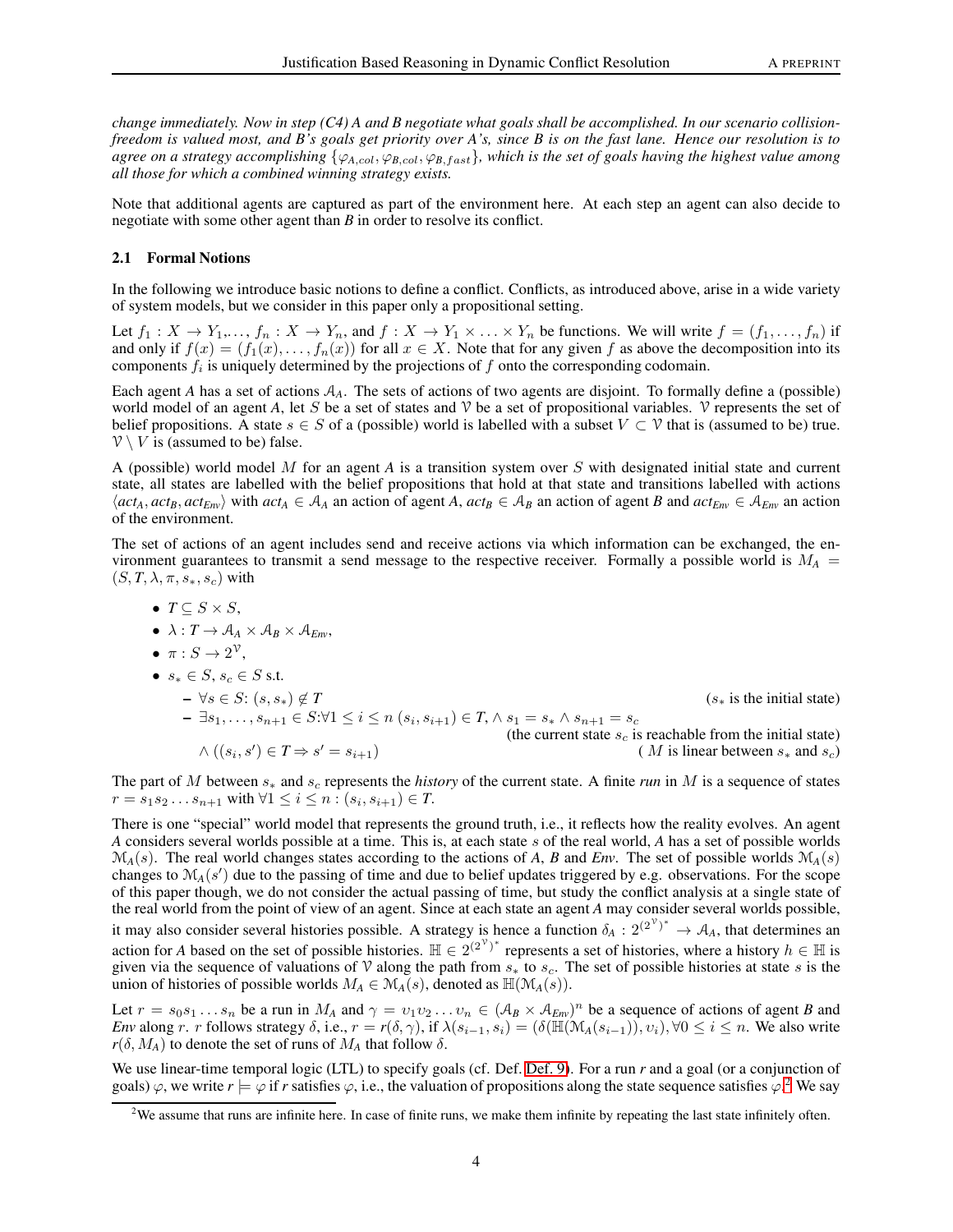*change immediately. Now in step (C4) A and B negotiate what goals shall be accomplished. In our scenario collision-freedom is valued most, and B's goals get priority over A's, since B is on the fast lane. Hence our resolution is to agree on a strategy accomplishing $\{\varphi_{A,col}, \varphi_{B,col}, \varphi_{B,fast}\}$, which is the set of goals having the highest value among all those for which a combined winning strategy exists.*

Note that additional agents are captured as part of the environment here. At each step an agent can also decide to negotiate with some other agent than *B* in order to resolve its conflict.

### 2.1 Formal Notions

In the following we introduce basic notions to define a conflict. Conflicts, as introduced above, arise in a wide variety of system models, but we consider in this paper only a propositional setting.

Let $f_1 : X \to Y_1, \ldots, f_n : X \to Y_n$, and $f : X \to Y_1 \times \ldots \times Y_n$ be functions. We will write $f = (f_1, \ldots, f_n)$ if and only if $f(x) = (f_1(x), \ldots, f_n(x))$ for all $x \in X$. Note that for any given $f$ as above the decomposition into its components $f_i$ is uniquely determined by the projections of $f$ onto the corresponding codomain.

Each agent *A* has a set of actions $\mathcal{A}_A$. The sets of actions of two agents are disjoint. To formally define a (possible) world model of an agent *A*, let $S$ be a set of states and $\mathcal{V}$ be a set of propositional variables. $\mathcal{V}$ represents the set of belief propositions. A state $s \in S$ of a (possible) world is labelled with a subset $V \subset \mathcal{V}$ that is (assumed to be) true. $\mathcal{V} \setminus V$ is (assumed to be) false.

A (possible) world model $M$ for an agent *A* is a transition system over $S$ with designated initial state and current state, all states are labelled with the belief propositions that hold at that state and transitions labelled with actions $\langle act_A, act_B, act_{Env} \rangle$ with $act_A \in \mathcal{A}_A$ an action of agent *A*, $act_B \in \mathcal{A}_B$ an action of agent *B* and $act_{Env} \in \mathcal{A}_{Env}$ an action of the environment.

The set of actions of an agent includes send and receive actions via which information can be exchanged, the environment guarantees to transmit a send message to the respective receiver. Formally a possible world is $M_A = (S, T, \lambda, \pi, s_*, s_c)$ with

- $T \subseteq S \times S$,
- $\lambda : T \to \mathcal{A}_A \times \mathcal{A}_B \times \mathcal{A}_{Env}$,
- $\pi : S \to 2^{\mathcal{V}}$,
- $s_* \in S$, $s_c \in S$ s.t.
  - $\forall s \in S$: $(s, s_*) \notin T$ ($s_*$ is the initial state)
  - $\exists s_1, \ldots, s_{n+1} \in S$:$\forall 1 \leq i \leq n$ $(s_i, s_{i+1}) \in T, \wedge s_1 = s_* \wedge s_{n+1} = s_c$ (the current state $s_c$ is reachable from the initial state) $\wedge ((s_i, s') \in T \Rightarrow s' = s_{i+1})$ ($M$ is linear between $s_*$ and $s_c$)

The part of $M$ between $s_*$ and $s_c$ represents the *history* of the current state. A finite *run* in $M$ is a sequence of states $r = s_1 s_2 \ldots s_{n+1}$ with $\forall 1 \leq i \leq n : (s_i, s_{i+1}) \in T$.

There is one "special" world model that represents the ground truth, i.e., it reflects how the reality evolves. An agent *A* considers several worlds possible at a time. This is, at each state $s$ of the real world, *A* has a set of possible worlds $\mathcal{M}_A(s)$. The real world changes states according to the actions of *A*, *B* and *Env*. The set of possible worlds $\mathcal{M}_A(s)$ changes to $\mathcal{M}_A(s')$ due to the passing of time and due to belief updates triggered by e.g. observations. For the scope of this paper though, we do not consider the actual passing of time, but study the conflict analysis at a single state of the real world from the point of view of an agent. Since at each state an agent *A* may consider several worlds possible, it may also consider several histories possible. A strategy is hence a function $\delta_A : 2^{(2^{\mathcal{V}})^*} \to \mathcal{A}_A$, that determines an action for *A* based on the set of possible histories. $\mathbb{H} \in 2^{(2^{\mathcal{V}})^*}$ represents a set of histories, where a history $h \in \mathbb{H}$ is given via the sequence of valuations of $\mathcal{V}$ along the path from $s_*$ to $s_c$. The set of possible histories at state $s$ is the union of histories of possible worlds $M_A \in \mathcal{M}_A(s)$, denoted as $\mathbb{H}(\mathcal{M}_A(s))$.

Let $r = s_0 s_1 \ldots s_n$ be a run in $M_A$ and $\gamma = \upsilon_1 \upsilon_2 \ldots \upsilon_n \in (\mathcal{A}_B \times \mathcal{A}_{Env})^n$ be a sequence of actions of agent *B* and *Env* along $r$. $r$ follows strategy $\delta$, i.e., $r = r(\delta, \gamma)$, if $\lambda(s_{i-1}, s_i) = (\delta(\mathbb{H}(\mathcal{M}_A(s_{i-1})), \upsilon_i), \forall 0 \leq i \leq n$. We also write $r(\delta, M_A)$ to denote the set of runs of $M_A$ that follow $\delta$.

We use linear-time temporal logic (LTL) to specify goals (cf. Def. Def. 9). For a run *r* and a goal (or a conjunction of goals) $\varphi$, we write $r \models \varphi$ if *r* satisfies $\varphi$, i.e., the valuation of propositions along the state sequence satisfies $\varphi$.[2] We say

[2]We assume that runs are infinite here. In case of finite runs, we make them infinite by repeating the last state infinitely often.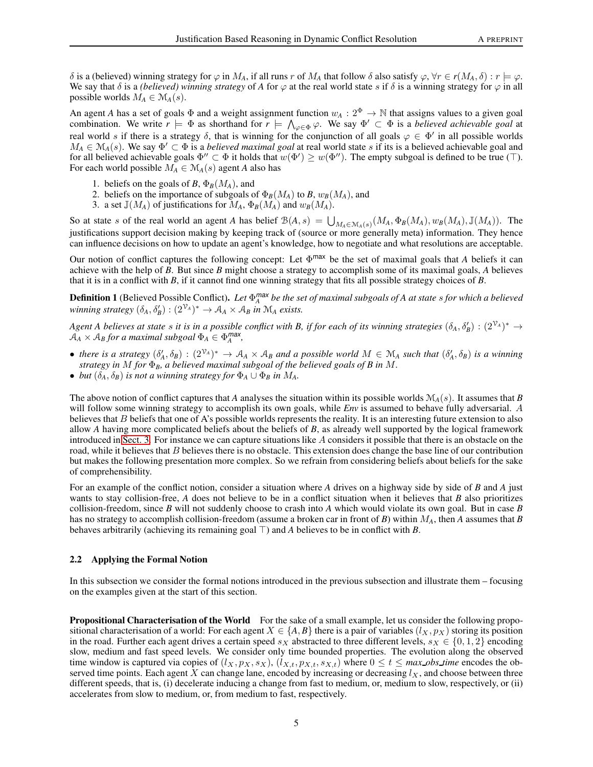$\delta$ is a (believed) winning strategy for $\varphi$ in $M_A$, if all runs $r$ of $M_A$ that follow $\delta$ also satisfy $\varphi, \forall r \in r(M_A, \delta) : r \models \varphi$. We say that $\delta$ is a *(believed) winning strategy* of *A* for $\varphi$ at the real world state $s$ if $\delta$ is a winning strategy for $\varphi$ in all possible worlds $M_A \in \mathcal{M}_A(s)$.

An agent *A* has a set of goals $\Phi$ and a weight assignment function $w_A : 2^\Phi \to \mathbb{N}$ that assigns values to a given goal combination. We write $r \models \Phi$ as shorthand for $r \models \bigwedge_{\varphi \in \Phi} \varphi$. We say $\Phi' \subset \Phi$ is a *believed achievable goal* at real world $s$ if there is a strategy $\delta$, that is winning for the conjunction of all goals $\varphi \in \Phi'$ in all possible worlds $M_A \in \mathcal{M}_A(s)$. We say $\Phi' \subset \Phi$ is a *believed maximal goal* at real world state $s$ if its is a believed achievable goal and for all believed achievable goals $\Phi'' \subset \Phi$ it holds that $w(\Phi') \geq w(\Phi'')$. The empty subgoal is defined to be true ($\top$). For each world possible $M_A \in \mathcal{M}_A(s)$ agent *A* also has

1. beliefs on the goals of *B*, $\Phi_B(M_A)$, and
2. beliefs on the importance of subgoals of $\Phi_B(M_A)$ to *B*, $w_B(M_A)$, and
3. a set $\mathbb{J}(M_A)$ of justifications for $M_A$, $\Phi_B(M_A)$ and $w_B(M_A)$.

So at state $s$ of the real world an agent *A* has belief $\mathcal{B}(A, s) = \bigcup_{M_A \in \mathcal{M}_A(s)} (M_A, \Phi_B(M_A), w_B(M_A), \mathbb{J}(M_A))$. The justifications support decision making by keeping track of (source or more generally meta) information. They hence can influence decisions on how to update an agent's knowledge, how to negotiate and what resolutions are acceptable.

Our notion of conflict captures the following concept: Let $\Phi^{\mathsf{max}}$ be the set of maximal goals that *A* beliefs it can achieve with the help of *B*. But since *B* might choose a strategy to accomplish some of its maximal goals, *A* believes that it is in a conflict with *B*, if it cannot find one winning strategy that fits all possible strategy choices of *B*.

**Definition 1** (Believed Possible Conflict). *Let $\Phi_A^{\mathsf{max}}$ be the set of maximal subgoals of A at state s for which a believed winning strategy $(\delta_A, \delta'_B) : (2^{\mathcal{V}_A})^* \to \mathcal{A}_A \times \mathcal{A}_B$ in $\mathcal{M}_A$ exists.*

*Agent A believes at state $s$ it is in a possible conflict with B, if for each of its winning strategies $(\delta_A, \delta'_B) : (2^{\mathcal{V}_A})^* \to \mathcal{A}_A \times \mathcal{A}_B$ for a maximal subgoal $\Phi_A \in \Phi_A^{\mathsf{max}}$,*

- *there is a strategy $(\delta'_A, \delta_B) : (2^{\mathcal{V}_A})^* \to \mathcal{A}_A \times \mathcal{A}_B$ and a possible world $M \in \mathcal{M}_A$ such that $(\delta'_A, \delta_B)$ is a winning strategy in $M$ for $\Phi_B$, a believed maximal subgoal of the believed goals of B in $M$.*
- *but $(\delta_A, \delta_B)$ is not a winning strategy for $\Phi_A \cup \Phi_B$ in $M_A$.*

The above notion of conflict captures that *A* analyses the situation within its possible worlds $\mathcal{M}_A(s)$. It assumes that *B* will follow some winning strategy to accomplish its own goals, while *Env* is assumed to behave fully adversarial. $A$ believes that $B$ beliefs that one of A's possible worlds represents the reality. It is an interesting future extension to also allow *A* having more complicated beliefs about the beliefs of *B*, as already well supported by the logical framework introduced in Sect. 3. For instance we can capture situations like $A$ considers it possible that there is an obstacle on the road, while it believes that $B$ believes there is no obstacle. This extension does change the base line of our contribution but makes the following presentation more complex. So we refrain from considering beliefs about beliefs for the sake of comprehensibility.

For an example of the conflict notion, consider a situation where *A* drives on a highway side by side of *B* and *A* just wants to stay collision-free, *A* does not believe to be in a conflict situation when it believes that *B* also prioritizes collision-freedom, since *B* will not suddenly choose to crash into *A* which would violate its own goal. But in case *B* has no strategy to accomplish collision-freedom (assume a broken car in front of *B*) within $M_A$, then *A* assumes that *B* behaves arbitrarily (achieving its remaining goal $\top$) and *A* believes to be in conflict with *B*.

### 2.2 Applying the Formal Notion

In this subsection we consider the formal notions introduced in the previous subsection and illustrate them – focusing on the examples given at the start of this section.

**Propositional Characterisation of the World** For the sake of a small example, let us consider the following propositional characterisation of a world: For each agent $X \in \{A, B\}$ there is a pair of variables $(l_X, p_X)$ storing its position in the road. Further each agent drives a certain speed $s_X$ abstracted to three different levels, $s_X \in \{0, 1, 2\}$ encoding slow, medium and fast speed levels. We consider only time bounded properties. The evolution along the observed time window is captured via copies of $(l_X, p_X, s_X)$, $(l_{X,t}, p_{X,t}, s_{X,t})$ where $0 \leq t \leq$ *max_obs_time* encodes the observed time points. Each agent $X$ can change lane, encoded by increasing or decreasing $l_X$, and choose between three different speeds, that is, (i) decelerate inducing a change from fast to medium, or, medium to slow, respectively, or (ii) accelerates from slow to medium, or, from medium to fast, respectively.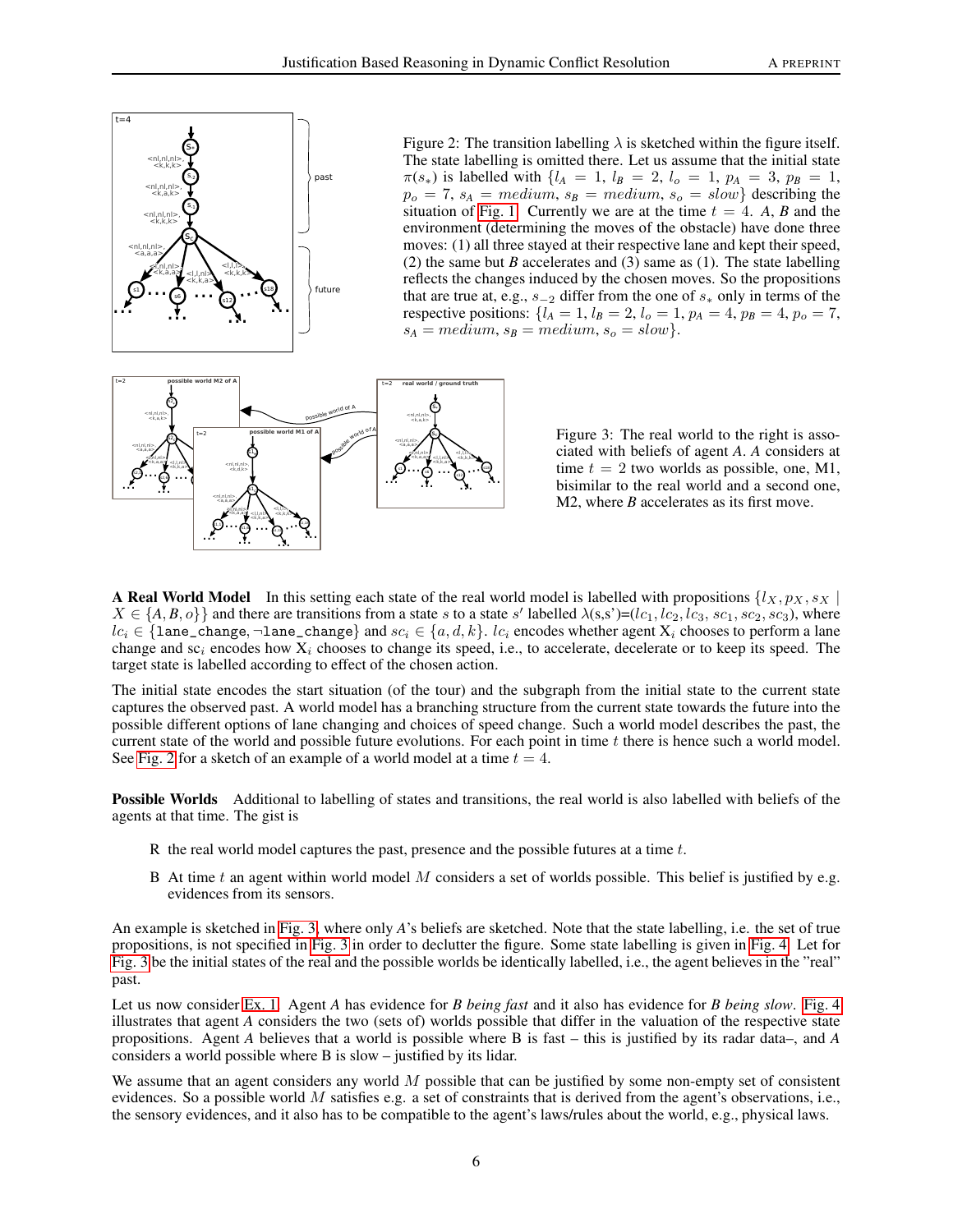Figure 2: The transition labelling $\lambda$ is sketched within the figure itself. The state labelling is omitted there. Let us assume that the initial state $\pi(s_*)$ is labelled with $\{l_A = 1, l_B = 2, l_o = 1, p_A = 3, p_B = 1, p_o = 7, s_A = medium, s_B = medium, s_o = slow\}$ describing the situation of Fig. 1. Currently we are at the time $t = 4$. *A*, *B* and the environment (determining the moves of the obstacle) have done three moves: (1) all three stayed at their respective lane and kept their speed, (2) the same but *B* accelerates and (3) same as (1). The state labelling reflects the changes induced by the chosen moves. So the propositions that are true at, e.g., $s_{-2}$ differ from the one of $s_*$ only in terms of the respective positions: $\{l_A = 1, l_B = 2, l_o = 1, p_A = 4, p_B = 4, p_o = 7, s_A = medium, s_B = medium, s_o = slow\}$.

Figure 3: The real world to the right is associated with beliefs of agent *A*. *A* considers at time $t = 2$ two worlds as possible, one, M1, bisimilar to the real world and a second one, M2, where *B* accelerates as its first move.

**A Real World Model** In this setting each state of the real world model is labelled with propositions $\{l_X, p_X, s_X \mid X \in \{A, B, o\}\}$ and there are transitions from a state $s$ to a state $s'$ labelled $\lambda(s,s')=(lc_1, lc_2, lc_3, sc_1, sc_2, sc_3)$, where $lc_i \in \{\texttt{lane\_change}, \neg\texttt{lane\_change}\}$ and $sc_i \in \{a, d, k\}$. $lc_i$ encodes whether agent $X_i$ chooses to perform a lane change and $sc_i$ encodes how $X_i$ chooses to change its speed, i.e., to accelerate, decelerate or to keep its speed. The target state is labelled according to effect of the chosen action.

The initial state encodes the start situation (of the tour) and the subgraph from the initial state to the current state captures the observed past. A world model has a branching structure from the current state towards the future into the possible different options of lane changing and choices of speed change. Such a world model describes the past, the current state of the world and possible future evolutions. For each point in time $t$ there is hence such a world model. See Fig. 2 for a sketch of an example of a world model at a time $t = 4$.

**Possible Worlds** Additional to labelling of states and transitions, the real world is also labelled with beliefs of the agents at that time. The gist is

- R the real world model captures the past, presence and the possible futures at a time $t$.
- B At time $t$ an agent within world model $M$ considers a set of worlds possible. This belief is justified by e.g. evidences from its sensors.

An example is sketched in Fig. 3, where only *A*'s beliefs are sketched. Note that the state labelling, i.e. the set of true propositions, is not specified in Fig. 3 in order to declutter the figure. Some state labelling is given in Fig. 4. Let for Fig. 3 be the initial states of the real and the possible worlds be identically labelled, i.e., the agent believes in the "real" past.

Let us now consider Ex. 1. Agent *A* has evidence for *B being fast* and it also has evidence for *B being slow*. Fig. 4 illustrates that agent *A* considers the two (sets of) worlds possible that differ in the valuation of the respective state propositions. Agent *A* believes that a world is possible where B is fast – this is justified by its radar data–, and *A* considers a world possible where B is slow – justified by its lidar.

We assume that an agent considers any world $M$ possible that can be justified by some non-empty set of consistent evidences. So a possible world $M$ satisfies e.g. a set of constraints that is derived from the agent's observations, i.e., the sensory evidences, and it also has to be compatible to the agent's laws/rules about the world, e.g., physical laws.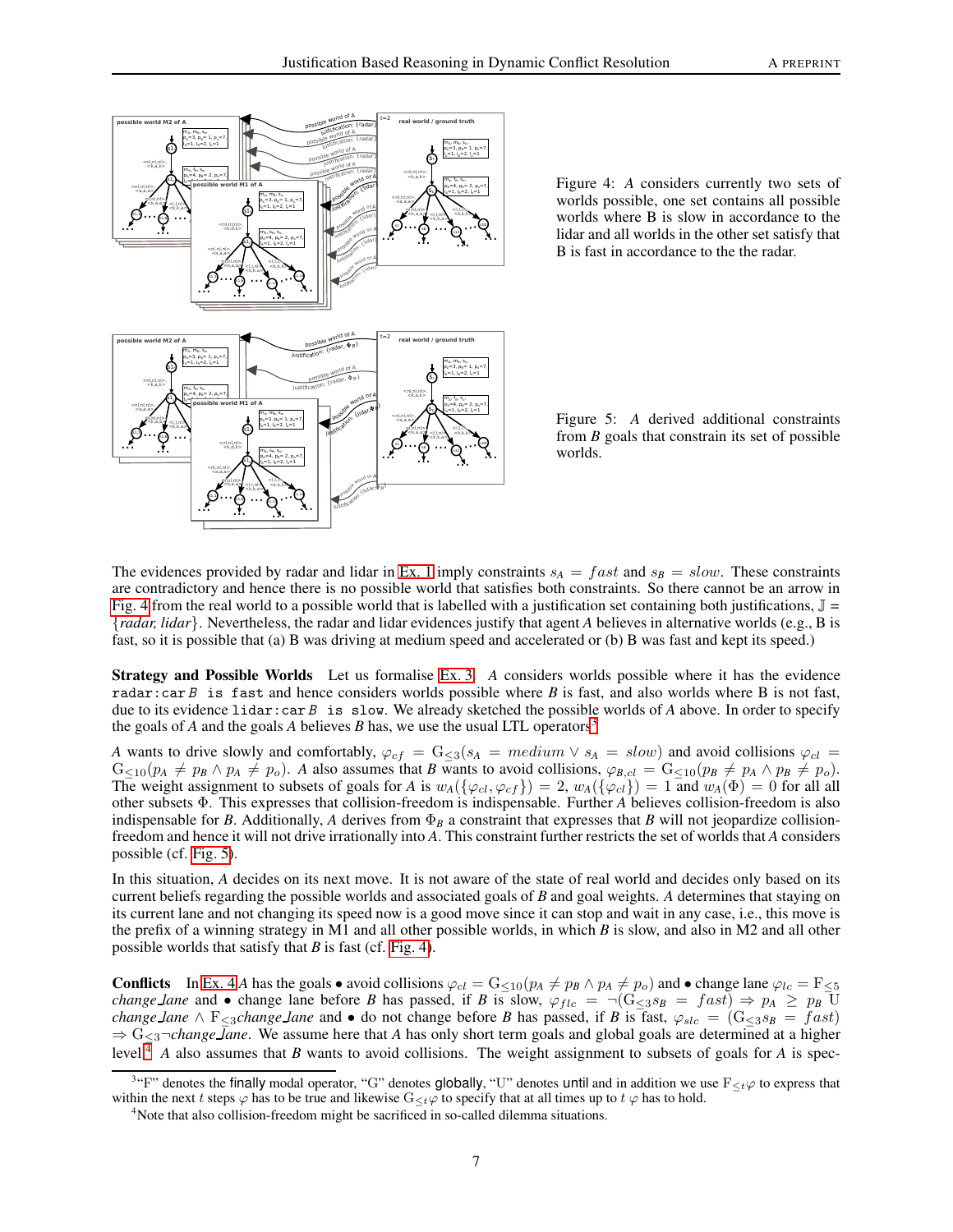Figure 4: *A* considers currently two sets of worlds possible, one set contains all possible worlds where B is slow in accordance to the lidar and all worlds in the other set satisfy that B is fast in accordance to the the radar.

Figure 5: *A* derived additional constraints from *B* goals that constrain its set of possible worlds.

The evidences provided by radar and lidar in Ex. 1 imply constraints $s_A = fast$ and $s_B = slow$. These constraints are contradictory and hence there is no possible world that satisfies both constraints. So there cannot be an arrow in Fig. 4 from the real world to a possible world that is labelled with a justification set containing both justifications, $\mathbb{J}$ = {*radar, lidar*}. Nevertheless, the radar and lidar evidences justify that agent *A* believes in alternative worlds (e.g., B is fast, so it is possible that (a) B was driving at medium speed and accelerated or (b) B was fast and kept its speed.)

**Strategy and Possible Worlds** Let us formalise Ex. 3. *A* considers worlds possible where it has the evidence `radar:car B is fast` and hence considers worlds possible where *B* is fast, and also worlds where B is not fast, due to its evidence `lidar:car B is slow`. We already sketched the possible worlds of *A* above. In order to specify the goals of *A* and the goals *A* believes *B* has, we use the usual LTL operators[3]

*A* wants to drive slowly and comfortably, $\varphi_{cf} = \mathrm{G}_{\leq 3}(s_A = medium \vee s_A = slow)$ and avoid collisions $\varphi_{cl} = \mathrm{G}_{\leq 10}(p_A \neq p_B \wedge p_A \neq p_o)$. *A* also assumes that *B* wants to avoid collisions, $\varphi_{B,cl} = \mathrm{G}_{\leq 10}(p_B \neq p_A \wedge p_B \neq p_o)$. The weight assignment to subsets of goals for *A* is $w_A(\{\varphi_{cl}, \varphi_{cf}\}) = 2$, $w_A(\{\varphi_{cl}\}) = 1$ and $w_A(\Phi) = 0$ for all all other subsets $\Phi$. This expresses that collision-freedom is indispensable. Further *A* believes collision-freedom is also indispensable for *B*. Additionally, *A* derives from $\Phi_B$ a constraint that expresses that *B* will not jeopardize collision-freedom and hence it will not drive irrationally into *A*. This constraint further restricts the set of worlds that *A* considers possible (cf. Fig. 5).

In this situation, *A* decides on its next move. It is not aware of the state of real world and decides only based on its current beliefs regarding the possible worlds and associated goals of *B* and goal weights. *A* determines that staying on its current lane and not changing its speed now is a good move since it can stop and wait in any case, i.e., this move is the prefix of a winning strategy in M1 and all other possible worlds, in which *B* is slow, and also in M2 and all other possible worlds that satisfy that *B* is fast (cf. Fig. 4).

**Conflicts** In Ex. 4 *A* has the goals • avoid collisions $\varphi_{cl} = \mathrm{G}_{\leq 10}(p_A \neq p_B \wedge p_A \neq p_o)$ and • change lane $\varphi_{lc} = \mathrm{F}_{\leq 5}\, change\_lane$ and • change lane before *B* has passed, if *B* is slow, $\varphi_{flc} = \neg(\mathrm{G}_{\leq 3} s_B = fast) \Rightarrow p_A \geq p_B \;\mathrm{U}\; change\_lane \wedge \mathrm{F}_{\leq 3} change\_lane$ and • do not change before *B* has passed, if *B* is fast, $\varphi_{slc} = (\mathrm{G}_{\leq 3} s_B = fast) \Rightarrow \mathrm{G}_{<3} \neg change\_lane$. We assume here that *A* has only short term goals and global goals are determined at a higher level.[4] *A* also assumes that *B* wants to avoid collisions. The weight assignment to subsets of goals for *A* is spec-

[3]"F" denotes the finally modal operator, "G" denotes globally, "U" denotes until and in addition we use $\mathrm{F}_{\leq t}\varphi$ to express that within the next $t$ steps $\varphi$ has to be true and likewise $\mathrm{G}_{\leq t}\varphi$ to specify that at all times up to $t$ $\varphi$ has to hold.

[4]Note that also collision-freedom might be sacrificed in so-called dilemma situations.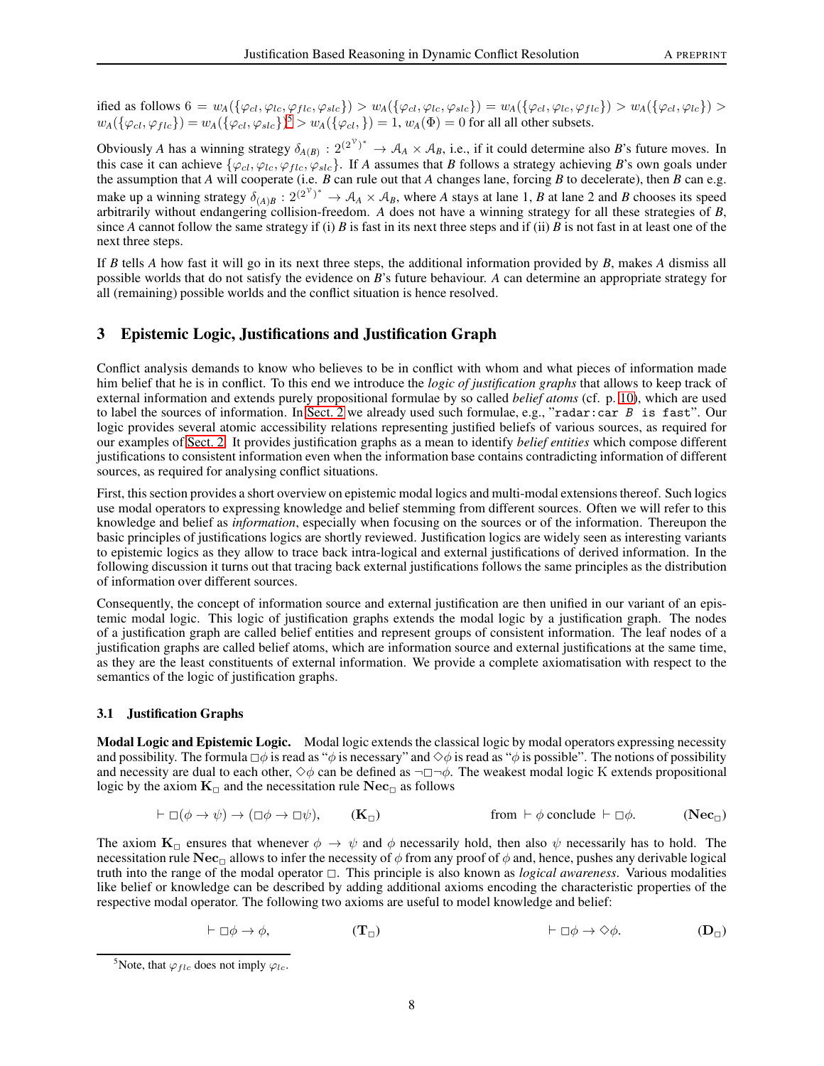ified as follows $6 = w_A(\{\varphi_{cl}, \varphi_{lc}, \varphi_{flc}, \varphi_{slc}\}) > w_A(\{\varphi_{cl}, \varphi_{lc}, \varphi_{slc}\}) = w_A(\{\varphi_{cl}, \varphi_{lc}, \varphi_{flc}\}) > w_A(\{\varphi_{cl}, \varphi_{lc}\}) > w_A(\{\varphi_{cl}, \varphi_{flc}\}) = w_A(\{\varphi_{cl}, \varphi_{slc}\})$[5] $> w_A(\{\varphi_{cl},\}) = 1$, $w_A(\Phi) = 0$ for all all other subsets.

Obviously *A* has a winning strategy $\delta_{A(B)} : 2^{(2^{\mathcal{V}})^*} \to \mathcal{A}_A \times \mathcal{A}_B$, i.e., if it could determine also *B*'s future moves. In this case it can achieve $\{\varphi_{cl}, \varphi_{lc}, \varphi_{flc}, \varphi_{slc}\}$. If *A* assumes that *B* follows a strategy achieving *B*'s own goals under the assumption that *A* will cooperate (i.e. *B* can rule out that *A* changes lane, forcing *B* to decelerate), then *B* can e.g. make up a winning strategy $\delta_{(A)B} : 2^{(2^{\mathcal{V}})^*} \to \mathcal{A}_A \times \mathcal{A}_B$, where *A* stays at lane 1, *B* at lane 2 and *B* chooses its speed arbitrarily without endangering collision-freedom. *A* does not have a winning strategy for all these strategies of *B*, since *A* cannot follow the same strategy if (i) *B* is fast in its next three steps and if (ii) *B* is not fast in at least one of the next three steps.

If *B* tells *A* how fast it will go in its next three steps, the additional information provided by *B*, makes *A* dismiss all possible worlds that do not satisfy the evidence on *B*'s future behaviour. *A* can determine an appropriate strategy for all (remaining) possible worlds and the conflict situation is hence resolved.

## 3 Epistemic Logic, Justifications and Justification Graph

Conflict analysis demands to know who believes to be in conflict with whom and what pieces of information made him belief that he is in conflict. To this end we introduce the *logic of justification graphs* that allows to keep track of external information and extends purely propositional formulae by so called *belief atoms* (cf. p. 10), which are used to label the sources of information. In Sect. 2 we already used such formulae, e.g., "`radar:car B is fast`". Our logic provides several atomic accessibility relations representing justified beliefs of various sources, as required for our examples of Sect. 2. It provides justification graphs as a mean to identify *belief entities* which compose different justifications to consistent information even when the information base contains contradicting information of different sources, as required for analysing conflict situations.

First, this section provides a short overview on epistemic modal logics and multi-modal extensions thereof. Such logics use modal operators to expressing knowledge and belief stemming from different sources. Often we will refer to this knowledge and belief as *information*, especially when focusing on the sources or of the information. Thereupon the basic principles of justifications logics are shortly reviewed. Justification logics are widely seen as interesting variants to epistemic logics as they allow to trace back intra-logical and external justifications of derived information. In the following discussion it turns out that tracing back external justifications follows the same principles as the distribution of information over different sources.

Consequently, the concept of information source and external justification are then unified in our variant of an epistemic modal logic. This logic of justification graphs extends the modal logic by a justification graph. The nodes of a justification graph are called belief entities and represent groups of consistent information. The leaf nodes of a justification graphs are called belief atoms, which are information source and external justifications at the same time, as they are the least constituents of external information. We provide a complete axiomatisation with respect to the semantics of the logic of justification graphs.

### 3.1 Justification Graphs

**Modal Logic and Epistemic Logic.** Modal logic extends the classical logic by modal operators expressing necessity and possibility. The formula $\Box\phi$ is read as "$\phi$ is necessary" and $\Diamond\phi$ is read as "$\phi$ is possible". The notions of possibility and necessity are dual to each other, $\Diamond\phi$ can be defined as $\neg\Box\neg\phi$. The weakest modal logic K extends propositional logic by the axiom $\mathbf{K}_\Box$ and the necessitation rule $\mathbf{Nec}_\Box$ as follows

$$\vdash \Box(\phi \to \psi) \to (\Box\phi \to \Box\psi), \qquad (\mathbf{K}_\Box) \qquad\qquad \text{from } \vdash \phi \text{ conclude } \vdash \Box\phi. \qquad (\mathbf{Nec}_\Box)$$

The axiom $\mathbf{K}_\Box$ ensures that whenever $\phi \to \psi$ and $\phi$ necessarily hold, then also $\psi$ necessarily has to hold. The necessitation rule $\mathbf{Nec}_\Box$ allows to infer the necessity of $\phi$ from any proof of $\phi$ and, hence, pushes any derivable logical truth into the range of the modal operator $\Box$. This principle is also known as *logical awareness*. Various modalities like belief or knowledge can be described by adding additional axioms encoding the characteristic properties of the respective modal operator. The following two axioms are useful to model knowledge and belief:

$$\vdash \Box\phi \to \phi, \qquad (\mathbf{T}_\Box) \qquad\qquad \vdash \Box\phi \to \Diamond\phi. \qquad (\mathbf{D}_\Box)$$

[5] Note, that $\varphi_{flc}$ does not imply $\varphi_{lc}$.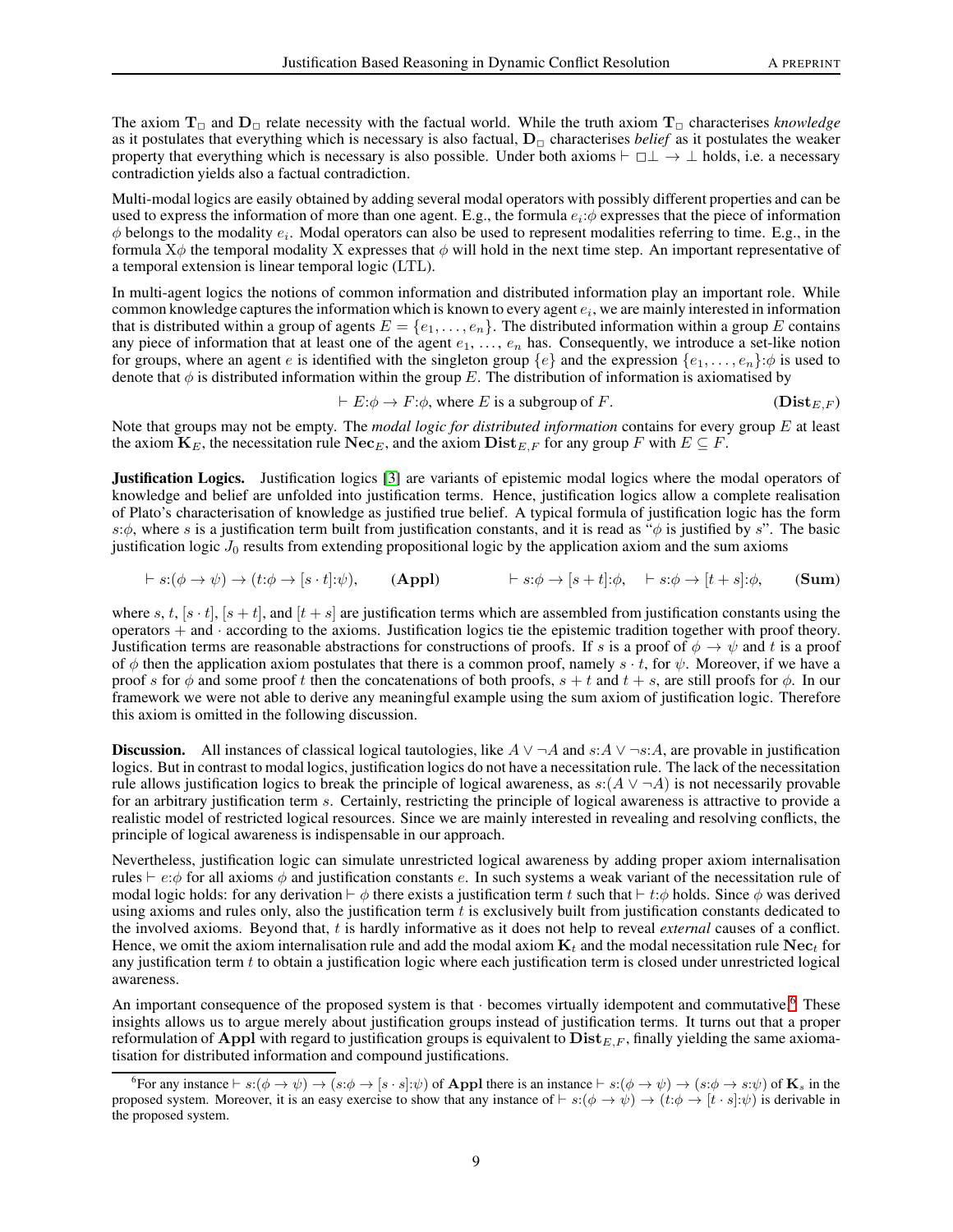The axiom $\mathbf{T}_\Box$ and $\mathbf{D}_\Box$ relate necessity with the factual world. While the truth axiom $\mathbf{T}_\Box$ characterises *knowledge* as it postulates that everything which is necessary is also factual, $\mathbf{D}_\Box$ characterises *belief* as it postulates the weaker property that everything which is necessary is also possible. Under both axioms $\vdash \Box\bot \rightarrow \bot$ holds, i.e. a necessary contradiction yields also a factual contradiction.

Multi-modal logics are easily obtained by adding several modal operators with possibly different properties and can be used to express the information of more than one agent. E.g., the formula $e_i{:}\phi$ expresses that the piece of information $\phi$ belongs to the modality $e_i$. Modal operators can also be used to represent modalities referring to time. E.g., in the formula $\mathrm{X}\phi$ the temporal modality X expresses that $\phi$ will hold in the next time step. An important representative of a temporal extension is linear temporal logic (LTL).

In multi-agent logics the notions of common information and distributed information play an important role. While common knowledge captures the information which is known to every agent $e_i$, we are mainly interested in information that is distributed within a group of agents $E = \{e_1, \ldots, e_n\}$. The distributed information within a group $E$ contains any piece of information that at least one of the agent $e_1, \ldots, e_n$ has. Consequently, we introduce a set-like notion for groups, where an agent $e$ is identified with the singleton group $\{e\}$ and the expression $\{e_1, \ldots, e_n\}{:}\phi$ is used to denote that $\phi$ is distributed information within the group $E$. The distribution of information is axiomatised by

$$\vdash E{:}\phi \rightarrow F{:}\phi, \text{ where } E \text{ is a subgroup of } F. \qquad (\mathbf{Dist}_{E,F})$$

Note that groups may not be empty. The *modal logic for distributed information* contains for every group $E$ at least the axiom $\mathbf{K}_E$, the necessitation rule $\mathbf{Nec}_E$, and the axiom $\mathbf{Dist}_{E,F}$ for any group $F$ with $E \subseteq F$.

**Justification Logics.** Justification logics [3] are variants of epistemic modal logics where the modal operators of knowledge and belief are unfolded into justification terms. Hence, justification logics allow a complete realisation of Plato's characterisation of knowledge as justified true belief. A typical formula of justification logic has the form $s{:}\phi$, where $s$ is a justification term built from justification constants, and it is read as "$\phi$ is justified by $s$". The basic justification logic $J_0$ results from extending propositional logic by the application axiom and the sum axioms

$$\vdash s{:}(\phi \rightarrow \psi) \rightarrow (t{:}\phi \rightarrow [s \cdot t]{:}\psi), \qquad (\mathbf{Appl}) \qquad\qquad \vdash s{:}\phi \rightarrow [s+t]{:}\phi, \quad \vdash s{:}\phi \rightarrow [t+s]{:}\phi, \qquad (\mathbf{Sum})$$

where $s$, $t$, $[s \cdot t]$, $[s+t]$, and $[t+s]$ are justification terms which are assembled from justification constants using the operators $+$ and $\cdot$ according to the axioms. Justification logics tie the epistemic tradition together with proof theory. Justification terms are reasonable abstractions for constructions of proofs. If $s$ is a proof of $\phi \rightarrow \psi$ and $t$ is a proof of $\phi$ then the application axiom postulates that there is a common proof, namely $s \cdot t$, for $\psi$. Moreover, if we have a proof $s$ for $\phi$ and some proof $t$ then the concatenations of both proofs, $s+t$ and $t+s$, are still proofs for $\phi$. In our framework we were not able to derive any meaningful example using the sum axiom of justification logic. Therefore this axiom is omitted in the following discussion.

**Discussion.** All instances of classical logical tautologies, like $A \vee \neg A$ and $s{:}A \vee \neg s{:}A$, are provable in justification logics. But in contrast to modal logics, justification logics do not have a necessitation rule. The lack of the necessitation rule allows justification logics to break the principle of logical awareness, as $s{:}(A \vee \neg A)$ is not necessarily provable for an arbitrary justification term $s$. Certainly, restricting the principle of logical awareness is attractive to provide a realistic model of restricted logical resources. Since we are mainly interested in revealing and resolving conflicts, the principle of logical awareness is indispensable in our approach.

Nevertheless, justification logic can simulate unrestricted logical awareness by adding proper axiom internalisation rules $\vdash e{:}\phi$ for all axioms $\phi$ and justification constants $e$. In such systems a weak variant of the necessitation rule of modal logic holds: for any derivation $\vdash \phi$ there exists a justification term $t$ such that $\vdash t{:}\phi$ holds. Since $\phi$ was derived using axioms and rules only, also the justification term $t$ is exclusively built from justification constants dedicated to the involved axioms. Beyond that, $t$ is hardly informative as it does not help to reveal *external* causes of a conflict. Hence, we omit the axiom internalisation rule and add the modal axiom $\mathbf{K}_t$ and the modal necessitation rule $\mathbf{Nec}_t$ for any justification term $t$ to obtain a justification logic where each justification term is closed under unrestricted logical awareness.

An important consequence of the proposed system is that $\cdot$ becomes virtually idempotent and commutative.[6] These insights allows us to argue merely about justification groups instead of justification terms. It turns out that a proper reformulation of $\mathbf{Appl}$ with regard to justification groups is equivalent to $\mathbf{Dist}_{E,F}$, finally yielding the same axiomatisation for distributed information and compound justifications.

[6] For any instance $\vdash s{:}(\phi \rightarrow \psi) \rightarrow (s{:}\phi \rightarrow [s \cdot s]{:}\psi)$ of $\mathbf{Appl}$ there is an instance $\vdash s{:}(\phi \rightarrow \psi) \rightarrow (s{:}\phi \rightarrow s{:}\psi)$ of $\mathbf{K}_s$ in the proposed system. Moreover, it is an easy exercise to show that any instance of $\vdash s{:}(\phi \rightarrow \psi) \rightarrow (t{:}\phi \rightarrow [t \cdot s]{:}\psi)$ is derivable in the proposed system.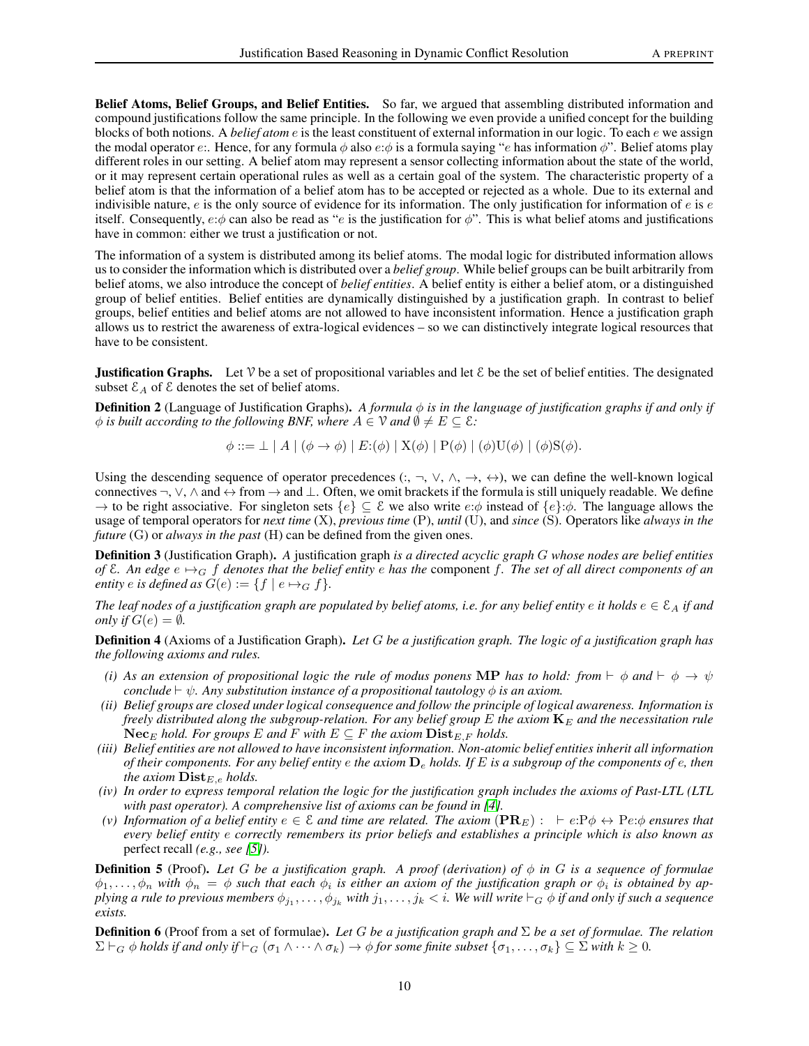**Belief Atoms, Belief Groups, and Belief Entities.** So far, we argued that assembling distributed information and compound justifications follow the same principle. In the following we even provide a unified concept for the building blocks of both notions. A *belief atom* $e$ is the least constituent of external information in our logic. To each $e$ we assign the modal operator $e{:}$. Hence, for any formula $\phi$ also $e{:}\phi$ is a formula saying "$e$ has information $\phi$". Belief atoms play different roles in our setting. A belief atom may represent a sensor collecting information about the state of the world, or it may represent certain operational rules as well as a certain goal of the system. The characteristic property of a belief atom is that the information of a belief atom has to be accepted or rejected as a whole. Due to its external and indivisible nature, $e$ is the only source of evidence for its information. The only justification for information of $e$ is $e$ itself. Consequently, $e{:}\phi$ can also be read as "$e$ is the justification for $\phi$". This is what belief atoms and justifications have in common: either we trust a justification or not.

The information of a system is distributed among its belief atoms. The modal logic for distributed information allows us to consider the information which is distributed over a *belief group*. While belief groups can be built arbitrarily from belief atoms, we also introduce the concept of *belief entities*. A belief entity is either a belief atom, or a distinguished group of belief entities. Belief entities are dynamically distinguished by a justification graph. In contrast to belief groups, belief entities and belief atoms are not allowed to have inconsistent information. Hence a justification graph allows us to restrict the awareness of extra-logical evidences – so we can distinctively integrate logical resources that have to be consistent.

**Justification Graphs.** Let $\mathcal{V}$ be a set of propositional variables and let $\mathcal{E}$ be the set of belief entities. The designated subset $\mathcal{E}_A$ of $\mathcal{E}$ denotes the set of belief atoms.

**Definition 2** (Language of Justification Graphs). *A formula $\phi$ is in the language of justification graphs if and only if $\phi$ is built according to the following BNF, where $A \in \mathcal{V}$ and $\emptyset \neq E \subseteq \mathcal{E}$:*

$$\phi ::= \bot \mid A \mid (\phi \to \phi) \mid E{:}(\phi) \mid \mathrm{X}(\phi) \mid \mathrm{P}(\phi) \mid (\phi)\mathrm{U}(\phi) \mid (\phi)\mathrm{S}(\phi).$$

Using the descending sequence of operator precedences ($:$, $\neg$, $\vee$, $\wedge$, $\to$, $\leftrightarrow$), we can define the well-known logical connectives $\neg$, $\vee$, $\wedge$ and $\leftrightarrow$ from $\to$ and $\bot$. Often, we omit brackets if the formula is still uniquely readable. We define $\to$ to be right associative. For singleton sets $\{e\} \subseteq \mathcal{E}$ we also write $e{:}\phi$ instead of $\{e\}{:}\phi$. The language allows the usage of temporal operators for *next time* (X), *previous time* (P), *until* (U), and *since* (S). Operators like *always in the future* (G) or *always in the past* (H) can be defined from the given ones.

**Definition 3** (Justification Graph). *A* justification graph *is a directed acyclic graph $G$ whose nodes are belief entities of $\mathcal{E}$. An edge $e \mapsto_G f$ denotes that the belief entity $e$ has the* component *$f$. The set of all direct components of an entity $e$ is defined as $G(e) := \{f \mid e \mapsto_G f\}$.*

*The leaf nodes of a justification graph are populated by belief atoms, i.e. for any belief entity $e$ it holds $e \in \mathcal{E}_A$ if and only if $G(e) = \emptyset$.*

**Definition 4** (Axioms of a Justification Graph). *Let $G$ be a justification graph. The logic of a justification graph has the following axioms and rules.*

- *(i) As an extension of propositional logic the rule of modus ponens* $\mathbf{MP}$ *has to hold: from $\vdash \phi$ and $\vdash \phi \to \psi$ conclude $\vdash \psi$. Any substitution instance of a propositional tautology $\phi$ is an axiom.*
- *(ii) Belief groups are closed under logical consequence and follow the principle of logical awareness. Information is freely distributed along the subgroup-relation. For any belief group $E$ the axiom $\mathbf{K}_E$ and the necessitation rule $\mathbf{Nec}_E$ hold. For groups $E$ and $F$ with $E \subseteq F$ the axiom $\mathbf{Dist}_{E,F}$ holds.*
- *(iii) Belief entities are not allowed to have inconsistent information. Non-atomic belief entities inherit all information of their components. For any belief entity $e$ the axiom $\mathbf{D}_e$ holds. If $E$ is a subgroup of the components of $e$, then the axiom $\mathbf{Dist}_{E,e}$ holds.*
- *(iv) In order to express temporal relation the logic for the justification graph includes the axioms of Past-LTL (LTL with past operator). A comprehensive list of axioms can be found in [4].*
- *(v) Information of a belief entity $e \in \mathcal{E}$ and time are related. The axiom $(\mathbf{PR}_E)$ : $\vdash e{:}\mathrm{P}\phi \leftrightarrow \mathrm{P}e{:}\phi$ ensures that every belief entity $e$ correctly remembers its prior beliefs and establishes a principle which is also known as* perfect recall *(e.g., see [5]).*

**Definition 5** (Proof). *Let $G$ be a justification graph. A proof (derivation) of $\phi$ in $G$ is a sequence of formulae $\phi_1, \ldots, \phi_n$ with $\phi_n = \phi$ such that each $\phi_i$ is either an axiom of the justification graph or $\phi_i$ is obtained by applying a rule to previous members $\phi_{j_1}, \ldots, \phi_{j_k}$ with $j_1, \ldots, j_k < i$. We will write $\vdash_G \phi$ if and only if such a sequence exists.*

**Definition 6** (Proof from a set of formulae). *Let $G$ be a justification graph and $\Sigma$ be a set of formulae. The relation $\Sigma \vdash_G \phi$ holds if and only if $\vdash_G (\sigma_1 \wedge \cdots \wedge \sigma_k) \to \phi$ for some finite subset $\{\sigma_1, \ldots, \sigma_k\} \subseteq \Sigma$ with $k \geq 0$.*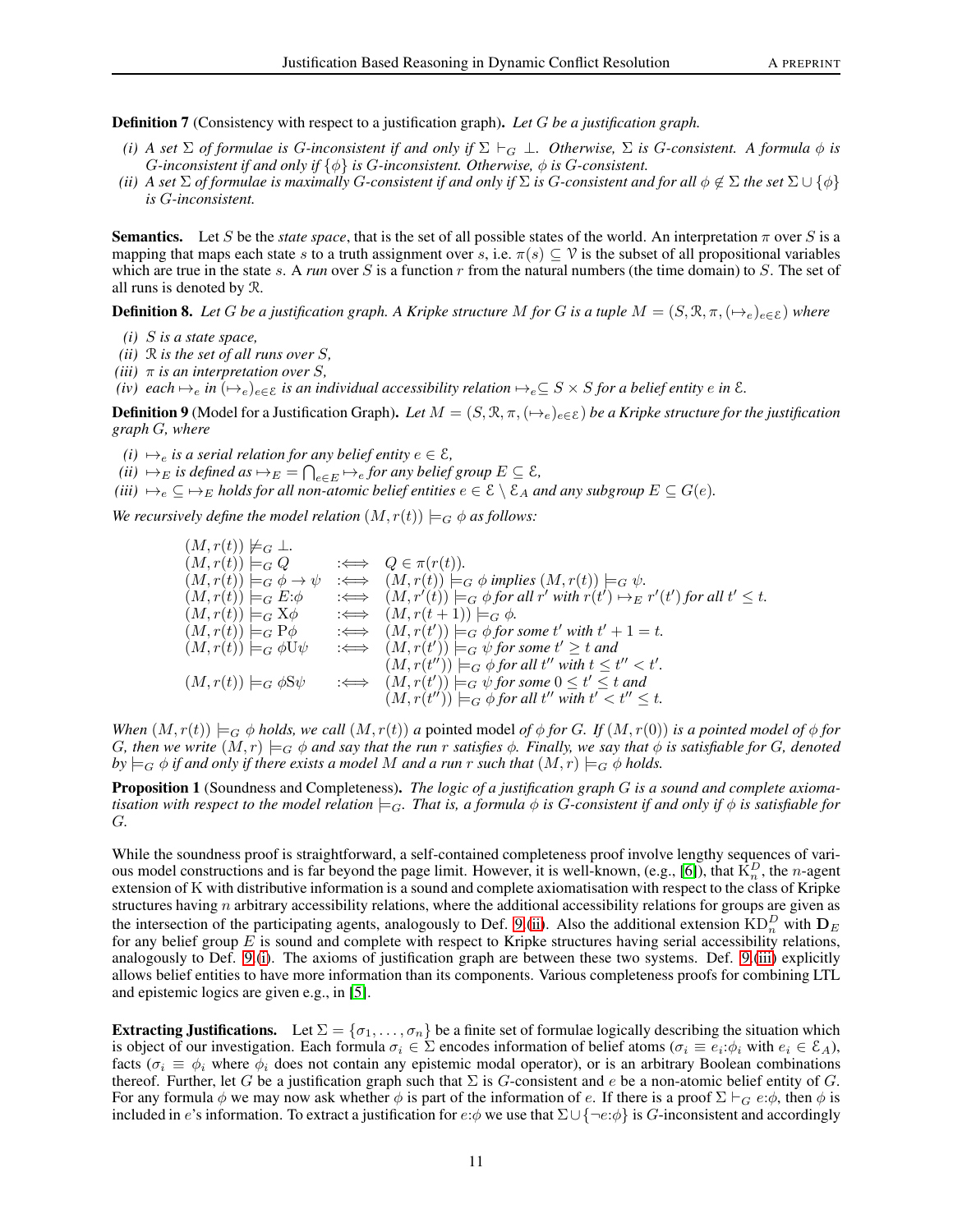**Definition 7** (Consistency with respect to a justification graph). *Let $G$ be a justification graph.*

*(i) A set $\Sigma$ of formulae is $G$-inconsistent if and only if $\Sigma \vdash_G \bot$. Otherwise, $\Sigma$ is $G$-consistent. A formula $\phi$ is $G$-inconsistent if and only if $\{\phi\}$ is $G$-inconsistent. Otherwise, $\phi$ is $G$-consistent.*

*(ii) A set $\Sigma$ of formulae is maximally $G$-consistent if and only if $\Sigma$ is $G$-consistent and for all $\phi \notin \Sigma$ the set $\Sigma \cup \{\phi\}$ is $G$-inconsistent.*

**Semantics.** Let $S$ be the *state space*, that is the set of all possible states of the world. An interpretation $\pi$ over $S$ is a mapping that maps each state $s$ to a truth assignment over $s$, i.e. $\pi(s) \subseteq \mathcal{V}$ is the subset of all propositional variables which are true in the state $s$. A *run* over $S$ is a function $r$ from the natural numbers (the time domain) to $S$. The set of all runs is denoted by $\mathcal{R}$.

**Definition 8.** *Let $G$ be a justification graph. A Kripke structure $M$ for $G$ is a tuple $M = (S, \mathcal{R}, \pi, (\mapsto_e)_{e\in\mathcal{E}})$ where*

*(i) $S$ is a state space,*

*(ii) $\mathcal{R}$ is the set of all runs over $S$,*

*(iii) $\pi$ is an interpretation over $S$,*

*(iv) each $\mapsto_e$ in $(\mapsto_e)_{e\in\mathcal{E}}$ is an individual accessibility relation $\mapsto_e \subseteq S \times S$ for a belief entity $e$ in $\mathcal{E}$.*

**Definition 9** (Model for a Justification Graph). *Let $M = (S, \mathcal{R}, \pi, (\mapsto_e)_{e\in\mathcal{E}})$ be a Kripke structure for the justification graph $G$, where*

*(i) $\mapsto_e$ is a serial relation for any belief entity $e \in \mathcal{E}$,*

*(ii) $\mapsto_E$ is defined as $\mapsto_E = \bigcap_{e\in E} \mapsto_e$ for any belief group $E \subseteq \mathcal{E}$,*

*(iii) $\mapsto_e \subseteq \mapsto_E$ holds for all non-atomic belief entities $e \in \mathcal{E} \setminus \mathcal{E}_A$ and any subgroup $E \subseteq G(e)$.*

*We recursively define the model relation $(M, r(t)) \models_G \phi$ as follows:*

$$
\begin{array}{lcl}
(M, r(t)) \not\models_G \bot. & & \\
(M, r(t)) \models_G Q & :\Longleftrightarrow & Q \in \pi(r(t)). \\
(M, r(t)) \models_G \phi \to \psi & :\Longleftrightarrow & (M, r(t)) \models_G \phi \text{ implies } (M, r(t)) \models_G \psi. \\
(M, r(t)) \models_G E{:}\phi & :\Longleftrightarrow & (M, r'(t)) \models_G \phi \text{ for all } r' \text{ with } r(t') \mapsto_E r'(t') \text{ for all } t' \leq t. \\
(M, r(t)) \models_G \mathrm{X}\phi & :\Longleftrightarrow & (M, r(t+1)) \models_G \phi. \\
(M, r(t)) \models_G \mathrm{P}\phi & :\Longleftrightarrow & (M, r(t')) \models_G \phi \text{ for some } t' \text{ with } t'+1 = t. \\
(M, r(t)) \models_G \phi \mathrm{U} \psi & :\Longleftrightarrow & (M, r(t')) \models_G \psi \text{ for some } t' \geq t \text{ and} \\
& & (M, r(t'')) \models_G \phi \text{ for all } t'' \text{ with } t \leq t'' < t'. \\
(M, r(t)) \models_G \phi \mathrm{S} \psi & :\Longleftrightarrow & (M, r(t')) \models_G \psi \text{ for some } 0 \leq t' \leq t \text{ and} \\
& & (M, r(t'')) \models_G \phi \text{ for all } t'' \text{ with } t' < t'' \leq t.
\end{array}
$$

*When $(M, r(t)) \models_G \phi$ holds, we call $(M, r(t))$ a* pointed model *of $\phi$ for $G$. If $(M, r(0))$ is a pointed model of $\phi$ for $G$, then we write $(M, r) \models_G \phi$ and say that the run $r$ satisfies $\phi$. Finally, we say that $\phi$ is satisfiable for $G$, denoted by $\models_G \phi$ if and only if there exists a model $M$ and a run $r$ such that $(M, r) \models_G \phi$ holds.*

**Proposition 1** (Soundness and Completeness). *The logic of a justification graph $G$ is a sound and complete axiomatisation with respect to the model relation $\models_G$. That is, a formula $\phi$ is $G$-consistent if and only if $\phi$ is satisfiable for $G$.*

While the soundness proof is straightforward, a self-contained completeness proof involve lengthy sequences of various model constructions and is far beyond the page limit. However, it is well-known, (e.g., [6]), that $\mathrm{K}_n^D$, the $n$-agent extension of K with distributive information is a sound and complete axiomatisation with respect to the class of Kripke structures having $n$ arbitrary accessibility relations, where the additional accessibility relations for groups are given as the intersection of the participating agents, analogously to Def. 9 (ii). Also the additional extension $\mathrm{KD}_n^D$ with $\mathbf{D}_E$ for any belief group $E$ is sound and complete with respect to Kripke structures having serial accessibility relations, analogously to Def. 9 (i). The axioms of justification graph are between these two systems. Def. 9 (iii) explicitly allows belief entities to have more information than its components. Various completeness proofs for combining LTL and epistemic logics are given e.g., in [5].

**Extracting Justifications.** Let $\Sigma = \{\sigma_1, \ldots, \sigma_n\}$ be a finite set of formulae logically describing the situation which is object of our investigation. Each formula $\sigma_i \in \Sigma$ encodes information of belief atoms ($\sigma_i \equiv e_i{:}\phi_i$ with $e_i \in \mathcal{E}_A$), facts ($\sigma_i \equiv \phi_i$ where $\phi_i$ does not contain any epistemic modal operator), or is an arbitrary Boolean combinations thereof. Further, let $G$ be a justification graph such that $\Sigma$ is $G$-consistent and $e$ be a non-atomic belief entity of $G$. For any formula $\phi$ we may now ask whether $\phi$ is part of the information of $e$. If there is a proof $\Sigma \vdash_G e{:}\phi$, then $\phi$ is included in $e$'s information. To extract a justification for $e{:}\phi$ we use that $\Sigma \cup \{\neg e{:}\phi\}$ is $G$-inconsistent and accordingly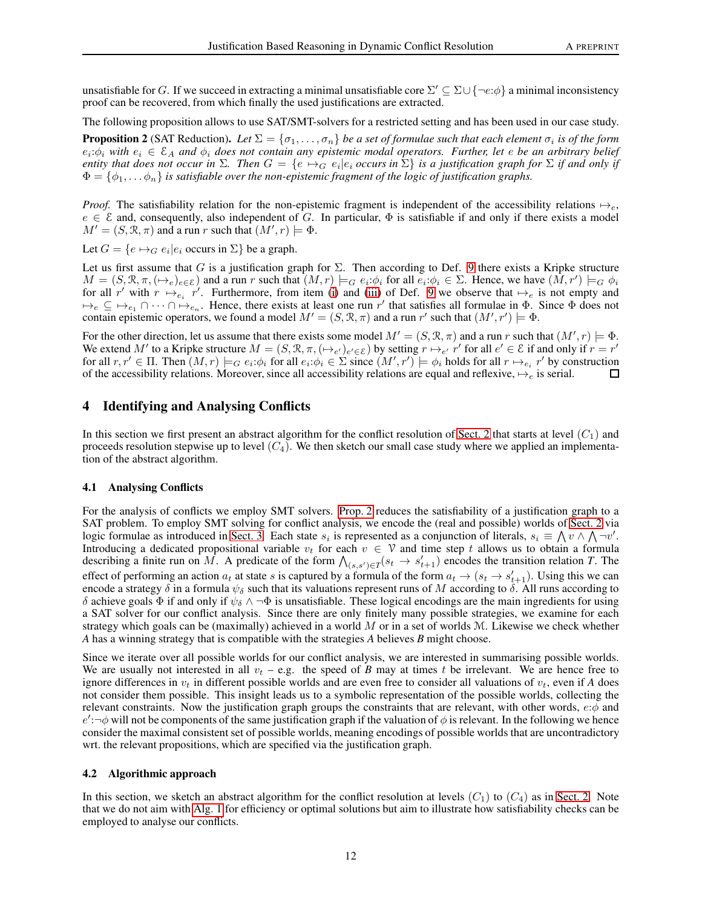unsatisfiable for $G$. If we succeed in extracting a minimal unsatisfiable core $\Sigma' \subseteq \Sigma \cup \{\neg e{:}\phi\}$ a minimal inconsistency proof can be recovered, from which finally the used justifications are extracted.

The following proposition allows to use SAT/SMT-solvers for a restricted setting and has been used in our case study.

**Proposition 2** (SAT Reduction). *Let $\Sigma = \{\sigma_1, \ldots, \sigma_n\}$ be a set of formulae such that each element $\sigma_i$ is of the form $e_i{:}\phi_i$ with $e_i \in \mathcal{E}_A$ and $\phi_i$ does not contain any epistemic modal operators. Further, let $e$ be an arbitrary belief entity that does not occur in $\Sigma$. Then $G = \{e \mapsto_G e_i | e_i$ occurs in $\Sigma\}$ is a justification graph for $\Sigma$ if and only if $\Phi = \{\phi_1, \ldots \phi_n\}$ is satisfiable over the non-epistemic fragment of the logic of justification graphs.*

*Proof.* The satisfiability relation for the non-epistemic fragment is independent of the accessibility relations $\mapsto_e$, $e \in \mathcal{E}$ and, consequently, also independent of $G$. In particular, $\Phi$ is satisfiable if and only if there exists a model $M' = (S, \mathcal{R}, \pi)$ and a run $r$ such that $(M', r) \models \Phi$.

Let $G = \{e \mapsto_G e_i | e_i \text{ occurs in } \Sigma\}$ be a graph.

Let us first assume that $G$ is a justification graph for $\Sigma$. Then according to Def. 9 there exists a Kripke structure $M = (S, \mathcal{R}, \pi, (\mapsto_e)_{e \in \mathcal{E}})$ and a run $r$ such that $(M, r) \models_G e_i{:}\phi_i$ for all $e_i{:}\phi_i \in \Sigma$. Hence, we have $(M, r') \models_G \phi_i$ for all $r'$ with $r \mapsto_{e_i} r'$. Furthermore, from item (i) and (iii) of Def. 9 we observe that $\mapsto_e$ is not empty and $\mapsto_e \subseteq \mapsto_{e_1} \cap \cdots \cap \mapsto_{e_n}$. Hence, there exists at least one run $r'$ that satisfies all formulae in $\Phi$. Since $\Phi$ does not contain epistemic operators, we found a model $M' = (S, \mathcal{R}, \pi)$ and a run $r'$ such that $(M', r') \models \Phi$.

For the other direction, let us assume that there exists some model $M' = (S, \mathcal{R}, \pi)$ and a run $r$ such that $(M', r) \models \Phi$. We extend $M'$ to a Kripke structure $M = (S, \mathcal{R}, \pi, (\mapsto_{e'})_{e' \in \mathcal{E}})$ by setting $r \mapsto_{e'} r'$ for all $e' \in \mathcal{E}$ if and only if $r = r'$ for all $r, r' \in \Pi$. Then $(M, r) \models_G e_i{:}\phi_i$ for all $e_i{:}\phi_i \in \Sigma$ since $(M', r') \models \phi_i$ holds for all $r \mapsto_{e_i} r'$ by construction of the accessibility relations. Moreover, since all accessibility relations are equal and reflexive, $\mapsto_e$ is serial. ∎

## 4 Identifying and Analysing Conflicts

In this section we first present an abstract algorithm for the conflict resolution of Sect. 2 that starts at level $(C_1)$ and proceeds resolution stepwise up to level $(C_4)$. We then sketch our small case study where we applied an implementation of the abstract algorithm.

### 4.1 Analysing Conflicts

For the analysis of conflicts we employ SMT solvers. Prop. 2 reduces the satisfiability of a justification graph to a SAT problem. To employ SMT solving for conflict analysis, we encode the (real and possible) worlds of Sect. 2 via logic formulae as introduced in Sect. 3. Each state $s_i$ is represented as a conjunction of literals, $s_i \equiv \bigwedge v \wedge \bigwedge \neg v'$. Introducing a dedicated propositional variable $v_t$ for each $v \in \mathcal{V}$ and time step $t$ allows us to obtain a formula describing a finite run on $M$. A predicate of the form $\bigwedge_{(s,s') \in T}(s_t \rightarrow s'_{t+1})$ encodes the transition relation *T*. The effect of performing an action $a_t$ at state $s$ is captured by a formula of the form $a_t \rightarrow (s_t \rightarrow s'_{t+1})$. Using this we can encode a strategy $\delta$ in a formula $\psi_\delta$ such that its valuations represent runs of $M$ according to $\delta$. All runs according to $\delta$ achieve goals $\Phi$ if and only if $\psi_\delta \wedge \neg\Phi$ is unsatisfiable. These logical encodings are the main ingredients for using a SAT solver for our conflict analysis. Since there are only finitely many possible strategies, we examine for each strategy which goals can be (maximally) achieved in a world $M$ or in a set of worlds $\mathcal{M}$. Likewise we check whether *A* has a winning strategy that is compatible with the strategies *A* believes *B* might choose.

Since we iterate over all possible worlds for our conflict analysis, we are interested in summarising possible worlds. We are usually not interested in all $v_t$ – e.g. the speed of *B* may at times $t$ be irrelevant. We are hence free to ignore differences in $v_t$ in different possible worlds and are even free to consider all valuations of $v_t$, even if *A* does not consider them possible. This insight leads us to a symbolic representation of the possible worlds, collecting the relevant constraints. Now the justification graph groups the constraints that are relevant, with other words, $e{:}\phi$ and $e'{:}\neg\phi$ will not be components of the same justification graph if the valuation of $\phi$ is relevant. In the following we hence consider the maximal consistent set of possible worlds, meaning encodings of possible worlds that are uncontradictory wrt. the relevant propositions, which are specified via the justification graph.

### 4.2 Algorithmic approach

In this section, we sketch an abstract algorithm for the conflict resolution at levels $(C_1)$ to $(C_4)$ as in Sect. 2. Note that we do not aim with Alg. 1 for efficiency or optimal solutions but aim to illustrate how satisfiability checks can be employed to analyse our conflicts.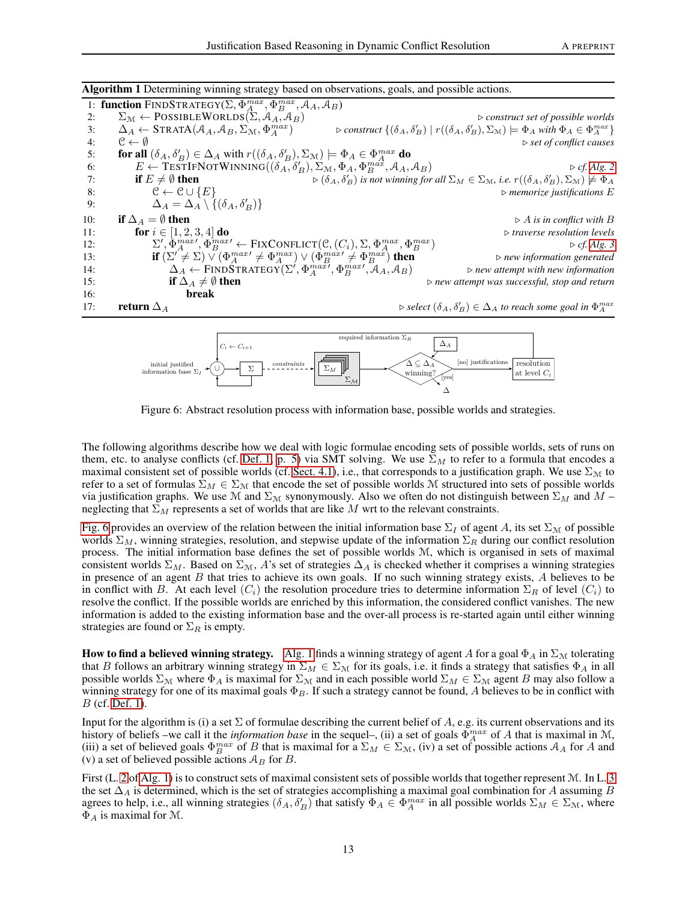**Algorithm 1** Determining winning strategy based on observations, goals, and possible actions.

```
1:  function FINDSTRATEGY(Σ, Φ_A^max, Φ_B^max, 𝒜_A, 𝒜_B)
2:      Σ_𝕄 ← POSSIBLEWORLDS(Σ, 𝒜_A, 𝒜_B)                          ▷ construct set of possible worlds
3:      Δ_A ← STRATA(𝒜_A, 𝒜_B, Σ_𝕄, Φ_A^max)        ▷ construct {(δ_A, δ'_B) | r((δ_A, δ'_B), Σ_𝕄) ⊨ Φ_A with Φ_A ∈ Φ_A^max}
4:      𝒞 ← ∅                                                         ▷ set of conflict causes
5:      for all (δ_A, δ'_B) ∈ Δ_A with r((δ_A, δ'_B), Σ_𝕄) ⊨ Φ_A ∈ Φ_A^max do
6:          E ← TESTIFNOTWINNING((δ_A, δ'_B), Σ_𝕄, Φ_A, Φ_B^max, 𝒜_A, 𝒜_B)        ▷ cf. Alg. 2
7:          if E ≠ ∅ then        ▷ (δ_A, δ'_B) is not winning for all Σ_M ∈ Σ_𝕄, i.e. r((δ_A, δ'_B), Σ_𝕄) ⊭ Φ_A
8:              𝒞 ← 𝒞 ∪ {E}                                           ▷ memorize justifications E
9:              Δ_A = Δ_A \ {(δ_A, δ'_B)}
10:     if Δ_A = ∅ then                                               ▷ A is in conflict with B
11:         for i ∈ [1, 2, 3, 4] do                                   ▷ traverse resolution levels
12:             Σ', Φ_A^max', Φ_B^max' ← FIXCONFLICT(𝒞, (C_i), Σ, Φ_A^max, Φ_B^max)      ▷ cf. Alg. 3
13:             if (Σ' ≠ Σ) ∨ (Φ_A^max' ≠ Φ_A^max) ∨ (Φ_B^max' ≠ Φ_B^max) then      ▷ new information generated
14:                 Δ_A ← FINDSTRATEGY(Σ', Φ_A^max', Φ_B^max', 𝒜_A, 𝒜_B)      ▷ new attempt with new information
15:                 if Δ_A ≠ ∅ then                  ▷ new attempt was successful, stop and return
16:                     break
17:     return Δ_A                          ▷ select (δ_A, δ'_B) ∈ Δ_A to reach some goal in Φ_A^max
```

Figure 6: Abstract resolution process with information base, possible worlds and strategies.

The following algorithms describe how we deal with logic formulae encoding sets of possible worlds, sets of runs on them, etc. to analyse conflicts (cf. Def. 1, p. 5) via SMT solving. We use $\Sigma_M$ to refer to a formula that encodes a maximal consistent set of possible worlds (cf. Sect. 4.1), i.e., that corresponds to a justification graph. We use $\Sigma_{\mathcal{M}}$ to refer to a set of formulas $\Sigma_M \in \Sigma_{\mathcal{M}}$ that encode the set of possible worlds $\mathcal{M}$ structured into sets of possible worlds via justification graphs. We use $\mathcal{M}$ and $\Sigma_{\mathcal{M}}$ synonymously. Also we often do not distinguish between $\Sigma_M$ and $M$ – neglecting that $\Sigma_M$ represents a set of worlds that are like $M$ wrt to the relevant constraints.

Fig. 6 provides an overview of the relation between the initial information base $\Sigma_I$ of agent $A$, its set $\Sigma_{\mathcal{M}}$ of possible worlds $\Sigma_M$, winning strategies, resolution, and stepwise update of the information $\Sigma_R$ during our conflict resolution process. The initial information base defines the set of possible worlds $\mathcal{M}$, which is organised in sets of maximal consistent worlds $\Sigma_M$. Based on $\Sigma_{\mathcal{M}}$, $A$'s set of strategies $\Delta_A$ is checked whether it comprises a winning strategies in presence of an agent $B$ that tries to achieve its own goals. If no such winning strategy exists, $A$ believes to be in conflict with $B$. At each level $(C_i)$ the resolution procedure tries to determine information $\Sigma_R$ of level $(C_i)$ to resolve the conflict. If the possible worlds are enriched by this information, the considered conflict vanishes. The new information is added to the existing information base and the over-all process is re-started again until either winning strategies are found or $\Sigma_R$ is empty.

**How to find a believed winning strategy.** Alg. 1 finds a winning strategy of agent $A$ for a goal $\Phi_A$ in $\Sigma_{\mathcal{M}}$ tolerating that $B$ follows an arbitrary winning strategy in $\Sigma_M \in \Sigma_{\mathcal{M}}$ for its goals, i.e. it finds a strategy that satisfies $\Phi_A$ in all possible worlds $\Sigma_{\mathcal{M}}$ where $\Phi_A$ is maximal for $\Sigma_{\mathcal{M}}$ and in each possible world $\Sigma_M \in \Sigma_{\mathcal{M}}$ agent $B$ may also follow a winning strategy for one of its maximal goals $\Phi_B$. If such a strategy cannot be found, $A$ believes to be in conflict with $B$ (cf. Def. 1).

Input for the algorithm is (i) a set $\Sigma$ of formulae describing the current belief of $A$, e.g. its current observations and its history of beliefs –we call it the *information base* in the sequel–, (ii) a set of goals $\Phi_A^{max}$ of $A$ that is maximal in $\mathcal{M}$, (iii) a set of believed goals $\Phi_B^{max}$ of $B$ that is maximal for a $\Sigma_M \in \Sigma_{\mathcal{M}}$, (iv) a set of possible actions $\mathcal{A}_A$ for $A$ and (v) a set of believed possible actions $\mathcal{A}_B$ for $B$.

First (L. 2 of Alg. 1) is to construct sets of maximal consistent sets of possible worlds that together represent $\mathcal{M}$. In L. 3 the set $\Delta_A$ is determined, which is the set of strategies accomplishing a maximal goal combination for $A$ assuming $B$ agrees to help, i.e., all winning strategies $(\delta_A, \delta'_B)$ that satisfy $\Phi_A \in \Phi_A^{max}$ in all possible worlds $\Sigma_M \in \Sigma_{\mathcal{M}}$, where $\Phi_A$ is maximal for $\mathcal{M}$.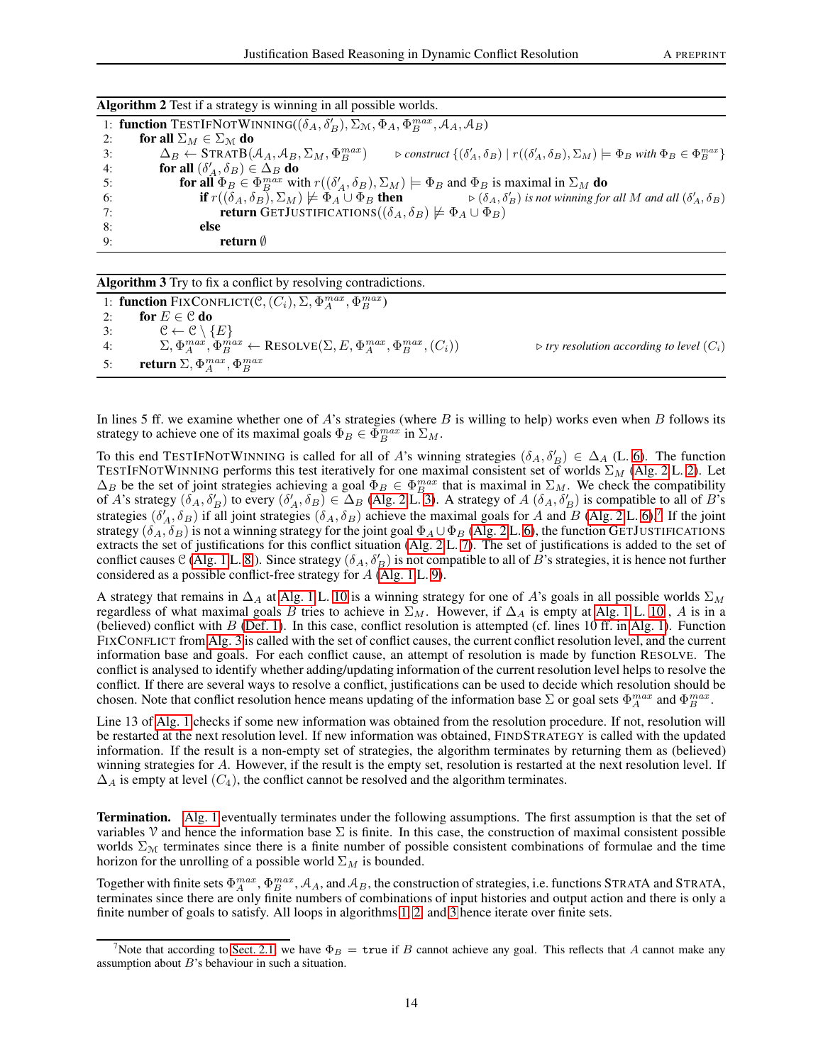**Algorithm 2** Test if a strategy is winning in all possible worlds.

```
1: function TESTIFNOTWINNING((δ_A, δ'_B), Σ_𝕄, Φ_A, Φ_B^max, 𝒜_A, 𝒜_B)
2:     for all Σ_M ∈ Σ_𝕄 do
3:         Δ_B ← STRATB(𝒜_A, 𝒜_B, Σ_M, Φ_B^max)        ▷ construct {(δ'_A, δ_B) | r((δ'_A, δ_B), Σ_M) ⊨ Φ_B with Φ_B ∈ Φ_B^max}
4:         for all (δ'_A, δ_B) ∈ Δ_B do
5:             for all Φ_B ∈ Φ_B^max with r((δ'_A, δ_B), Σ_M) ⊨ Φ_B and Φ_B is maximal in Σ_M do
6:                 if r((δ_A, δ_B), Σ_M) ⊭ Φ_A ∪ Φ_B then        ▷ (δ_A, δ'_B) is not winning for all M and all (δ'_A, δ_B)
7:                     return GETJUSTIFICATIONS((δ_A, δ_B) ⊭ Φ_A ∪ Φ_B)
8:                 else
9:                     return ∅
```

**Algorithm 3** Try to fix a conflict by resolving contradictions.

```
1: function FIXCONFLICT(ℭ, (C_i), Σ, Φ_A^max, Φ_B^max)
2:     for E ∈ ℭ do
3:         ℭ ← ℭ \ {E}
4:         Σ, Φ_A^max, Φ_B^max ← RESOLVE(Σ, E, Φ_A^max, Φ_B^max, (C_i))        ▷ try resolution according to level (C_i)
5:     return Σ, Φ_A^max, Φ_B^max
```

In lines 5 ff. we examine whether one of $A$'s strategies (where $B$ is willing to help) works even when $B$ follows its strategy to achieve one of its maximal goals $\Phi_B \in \Phi_B^{max}$ in $\Sigma_M$.

To this end TESTIFNOTWINNING is called for all of $A$'s winning strategies $(\delta_A, \delta'_B) \in \Delta_A$ (L. 6). The function TESTIFNOTWINNING performs this test iteratively for one maximal consistent set of worlds $\Sigma_M$ (Alg. 2 L. 2). Let $\Delta_B$ be the set of joint strategies achieving a goal $\Phi_B \in \Phi_B^{max}$ that is maximal in $\Sigma_M$. We check the compatibility of $A$'s strategy $(\delta_A, \delta'_B)$ to every $(\delta'_A, \delta_B) \in \Delta_B$ (Alg. 2 L. 3). A strategy of $A$ $(\delta_A, \delta'_B)$ is compatible to all of $B$'s strategies $(\delta'_A, \delta_B)$ if all joint strategies $(\delta_A, \delta_B)$ achieve the maximal goals for $A$ and $B$ (Alg. 2 L. 6).[7] If the joint strategy $(\delta_A, \delta_B)$ is not a winning strategy for the joint goal $\Phi_A \cup \Phi_B$ (Alg. 2 L. 6), the function GETJUSTIFICATIONS extracts the set of justifications for this conflict situation (Alg. 2 L. 7). The set of justifications is added to the set of conflict causes $\mathfrak{C}$ (Alg. 1 L. 8). Since strategy $(\delta_A, \delta'_B)$ is not compatible to all of $B$'s strategies, it is hence not further considered as a possible conflict-free strategy for $A$ (Alg. 1 L. 9).

A strategy that remains in $\Delta_A$ at Alg. 1 L. 10 is a winning strategy for one of $A$'s goals in all possible worlds $\Sigma_M$ regardless of what maximal goals $B$ tries to achieve in $\Sigma_M$. However, if $\Delta_A$ is empty at Alg. 1 L. 10, $A$ is in a (believed) conflict with $B$ (Def. 1). In this case, conflict resolution is attempted (cf. lines 10 ff. in Alg. 1). Function FIXCONFLICT from Alg. 3 is called with the set of conflict causes, the current conflict resolution level, and the current information base and goals. For each conflict cause, an attempt of resolution is made by function RESOLVE. The conflict is analysed to identify whether adding/updating information of the current resolution level helps to resolve the conflict. If there are several ways to resolve a conflict, justifications can be used to decide which resolution should be chosen. Note that conflict resolution hence means updating of the information base $\Sigma$ or goal sets $\Phi_A^{max}$ and $\Phi_B^{max}$.

Line 13 of Alg. 1 checks if some new information was obtained from the resolution procedure. If not, resolution will be restarted at the next resolution level. If new information was obtained, FINDSTRATEGY is called with the updated information. If the result is a non-empty set of strategies, the algorithm terminates by returning them as (believed) winning strategies for $A$. However, if the result is the empty set, resolution is restarted at the next resolution level. If $\Delta_A$ is empty at level $(C_4)$, the conflict cannot be resolved and the algorithm terminates.

**Termination.** Alg. 1 eventually terminates under the following assumptions. The first assumption is that the set of variables $\mathcal{V}$ and hence the information base $\Sigma$ is finite. In this case, the construction of maximal consistent possible worlds $\Sigma_{\mathbb{M}}$ terminates since there is a finite number of possible consistent combinations of formulae and the time horizon for the unrolling of a possible world $\Sigma_M$ is bounded.

Together with finite sets $\Phi_A^{max}$, $\Phi_B^{max}$, $\mathcal{A}_A$, and $\mathcal{A}_B$, the construction of strategies, i.e. functions STRATA and STRATA, terminates since there are only finite numbers of combinations of input histories and output action and there is only a finite number of goals to satisfy. All loops in algorithms 1, 2, and 3 hence iterate over finite sets.

[7] Note that according to Sect. 2.1, we have $\Phi_B = \texttt{true}$ if $B$ cannot achieve any goal. This reflects that $A$ cannot make any assumption about $B$'s behaviour in such a situation.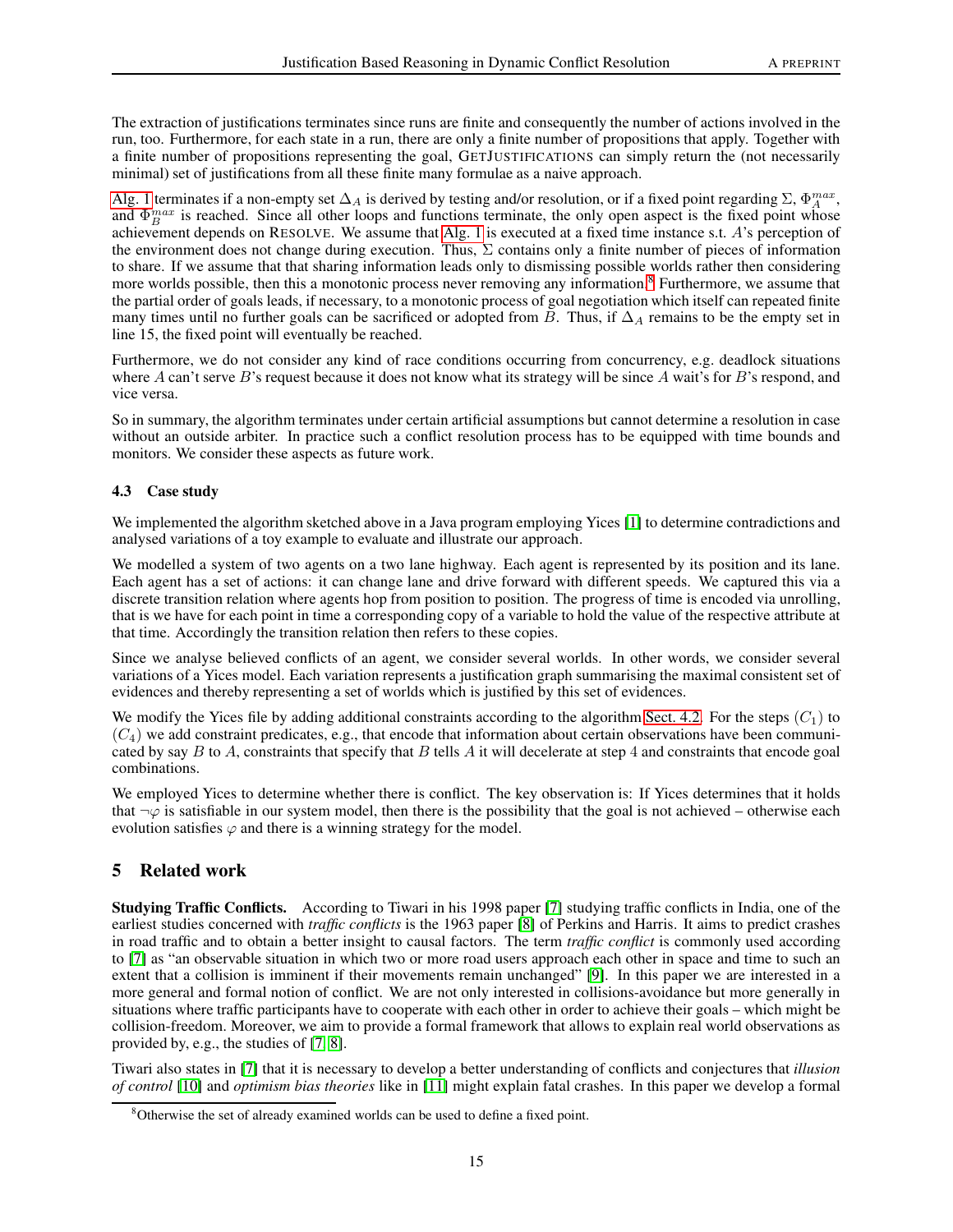The extraction of justifications terminates since runs are finite and consequently the number of actions involved in the run, too. Furthermore, for each state in a run, there are only a finite number of propositions that apply. Together with a finite number of propositions representing the goal, GETJUSTIFICATIONS can simply return the (not necessarily minimal) set of justifications from all these finite many formulae as a naive approach.

Alg. 1 terminates if a non-empty set $\Delta_A$ is derived by testing and/or resolution, or if a fixed point regarding $\Sigma$, $\Phi_A^{max}$, and $\Phi_B^{max}$ is reached. Since all other loops and functions terminate, the only open aspect is the fixed point whose achievement depends on RESOLVE. We assume that Alg. 1 is executed at a fixed time instance s.t. $A$'s perception of the environment does not change during execution. Thus, $\Sigma$ contains only a finite number of pieces of information to share. If we assume that that sharing information leads only to dismissing possible worlds rather then considering more worlds possible, then this a monotonic process never removing any information.[8] Furthermore, we assume that the partial order of goals leads, if necessary, to a monotonic process of goal negotiation which itself can repeated finite many times until no further goals can be sacrificed or adopted from $B$. Thus, if $\Delta_A$ remains to be the empty set in line 15, the fixed point will eventually be reached.

Furthermore, we do not consider any kind of race conditions occurring from concurrency, e.g. deadlock situations where $A$ can't serve $B$'s request because it does not know what its strategy will be since $A$ wait's for $B$'s respond, and vice versa.

So in summary, the algorithm terminates under certain artificial assumptions but cannot determine a resolution in case without an outside arbiter. In practice such a conflict resolution process has to be equipped with time bounds and monitors. We consider these aspects as future work.

### 4.3 Case study

We implemented the algorithm sketched above in a Java program employing Yices [1] to determine contradictions and analysed variations of a toy example to evaluate and illustrate our approach.

We modelled a system of two agents on a two lane highway. Each agent is represented by its position and its lane. Each agent has a set of actions: it can change lane and drive forward with different speeds. We captured this via a discrete transition relation where agents hop from position to position. The progress of time is encoded via unrolling, that is we have for each point in time a corresponding copy of a variable to hold the value of the respective attribute at that time. Accordingly the transition relation then refers to these copies.

Since we analyse believed conflicts of an agent, we consider several worlds. In other words, we consider several variations of a Yices model. Each variation represents a justification graph summarising the maximal consistent set of evidences and thereby representing a set of worlds which is justified by this set of evidences.

We modify the Yices file by adding additional constraints according to the algorithm Sect. 4.2. For the steps $(C_1)$ to $(C_4)$ we add constraint predicates, e.g., that encode that information about certain observations have been communicated by say $B$ to $A$, constraints that specify that $B$ tells $A$ it will decelerate at step 4 and constraints that encode goal combinations.

We employed Yices to determine whether there is conflict. The key observation is: If Yices determines that it holds that $\neg\varphi$ is satisfiable in our system model, then there is the possibility that the goal is not achieved – otherwise each evolution satisfies $\varphi$ and there is a winning strategy for the model.

## 5 Related work

**Studying Traffic Conflicts.** According to Tiwari in his 1998 paper [7] studying traffic conflicts in India, one of the earliest studies concerned with *traffic conflicts* is the 1963 paper [8] of Perkins and Harris. It aims to predict crashes in road traffic and to obtain a better insight to causal factors. The term *traffic conflict* is commonly used according to [7] as "an observable situation in which two or more road users approach each other in space and time to such an extent that a collision is imminent if their movements remain unchanged" [9]. In this paper we are interested in a more general and formal notion of conflict. We are not only interested in collisions-avoidance but more generally in situations where traffic participants have to cooperate with each other in order to achieve their goals – which might be collision-freedom. Moreover, we aim to provide a formal framework that allows to explain real world observations as provided by, e.g., the studies of [7, 8].

Tiwari also states in [7] that it is necessary to develop a better understanding of conflicts and conjectures that *illusion of control* [10] and *optimism bias theories* like in [11] might explain fatal crashes. In this paper we develop a formal

[8] Otherwise the set of already examined worlds can be used to define a fixed point.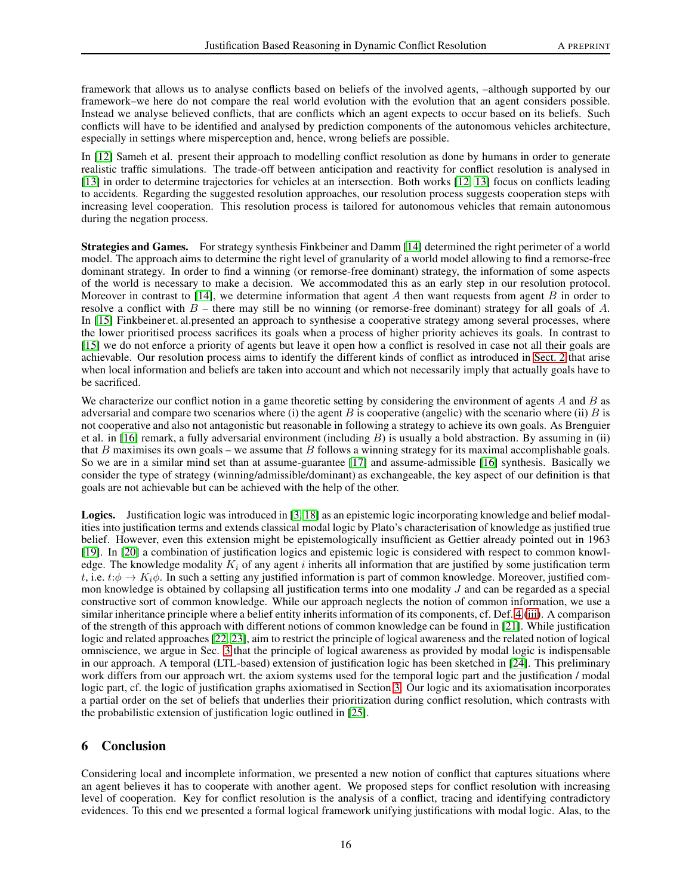framework that allows us to analyse conflicts based on beliefs of the involved agents, –although supported by our framework–we here do not compare the real world evolution with the evolution that an agent considers possible. Instead we analyse believed conflicts, that are conflicts which an agent expects to occur based on its beliefs. Such conflicts will have to be identified and analysed by prediction components of the autonomous vehicles architecture, especially in settings where misperception and, hence, wrong beliefs are possible.

In [12] Sameh et al. present their approach to modelling conflict resolution as done by humans in order to generate realistic traffic simulations. The trade-off between anticipation and reactivity for conflict resolution is analysed in [13] in order to determine trajectories for vehicles at an intersection. Both works [12, 13] focus on conflicts leading to accidents. Regarding the suggested resolution approaches, our resolution process suggests cooperation steps with increasing level cooperation. This resolution process is tailored for autonomous vehicles that remain autonomous during the negation process.

**Strategies and Games.** For strategy synthesis Finkbeiner and Damm [14] determined the right perimeter of a world model. The approach aims to determine the right level of granularity of a world model allowing to find a remorse-free dominant strategy. In order to find a winning (or remorse-free dominant) strategy, the information of some aspects of the world is necessary to make a decision. We accommodated this as an early step in our resolution protocol. Moreover in contrast to [14], we determine information that agent $A$ then want requests from agent $B$ in order to resolve a conflict with $B$ – there may still be no winning (or remorse-free dominant) strategy for all goals of $A$. In [15] Finkbeiner et. al.presented an approach to synthesise a cooperative strategy among several processes, where the lower prioritised process sacrifices its goals when a process of higher priority achieves its goals. In contrast to [15] we do not enforce a priority of agents but leave it open how a conflict is resolved in case not all their goals are achievable. Our resolution process aims to identify the different kinds of conflict as introduced in Sect. 2 that arise when local information and beliefs are taken into account and which not necessarily imply that actually goals have to be sacrificed.

We characterize our conflict notion in a game theoretic setting by considering the environment of agents $A$ and $B$ as adversarial and compare two scenarios where (i) the agent $B$ is cooperative (angelic) with the scenario where (ii) $B$ is not cooperative and also not antagonistic but reasonable in following a strategy to achieve its own goals. As Brenguier et al. in [16] remark, a fully adversarial environment (including $B$) is usually a bold abstraction. By assuming in (ii) that $B$ maximises its own goals – we assume that $B$ follows a winning strategy for its maximal accomplishable goals. So we are in a similar mind set than at assume-guarantee [17] and assume-admissible [16] synthesis. Basically we consider the type of strategy (winning/admissible/dominant) as exchangeable, the key aspect of our definition is that goals are not achievable but can be achieved with the help of the other.

**Logics.** Justification logic was introduced in [3, 18] as an epistemic logic incorporating knowledge and belief modalities into justification terms and extends classical modal logic by Plato's characterisation of knowledge as justified true belief. However, even this extension might be epistemologically insufficient as Gettier already pointed out in 1963 [19]. In [20] a combination of justification logics and epistemic logic is considered with respect to common knowledge. The knowledge modality $K_i$ of any agent $i$ inherits all information that are justified by some justification term $t$, i.e. $t{:}\phi \rightarrow K_i\phi$. In such a setting any justified information is part of common knowledge. Moreover, justified common knowledge is obtained by collapsing all justification terms into one modality $J$ and can be regarded as a special constructive sort of common knowledge. While our approach neglects the notion of common information, we use a similar inheritance principle where a belief entity inherits information of its components, cf. Def. 4 (iii). A comparison of the strength of this approach with different notions of common knowledge can be found in [21]. While justification logic and related approaches [22, 23], aim to restrict the principle of logical awareness and the related notion of logical omniscience, we argue in Sec. 3 that the principle of logical awareness as provided by modal logic is indispensable in our approach. A temporal (LTL-based) extension of justification logic has been sketched in [24]. This preliminary work differs from our approach wrt. the axiom systems used for the temporal logic part and the justification / modal logic part, cf. the logic of justification graphs axiomatised in Section 3. Our logic and its axiomatisation incorporates a partial order on the set of beliefs that underlies their prioritization during conflict resolution, which contrasts with the probabilistic extension of justification logic outlined in [25].

## 6 Conclusion

Considering local and incomplete information, we presented a new notion of conflict that captures situations where an agent believes it has to cooperate with another agent. We proposed steps for conflict resolution with increasing level of cooperation. Key for conflict resolution is the analysis of a conflict, tracing and identifying contradictory evidences. To this end we presented a formal logical framework unifying justifications with modal logic. Alas, to the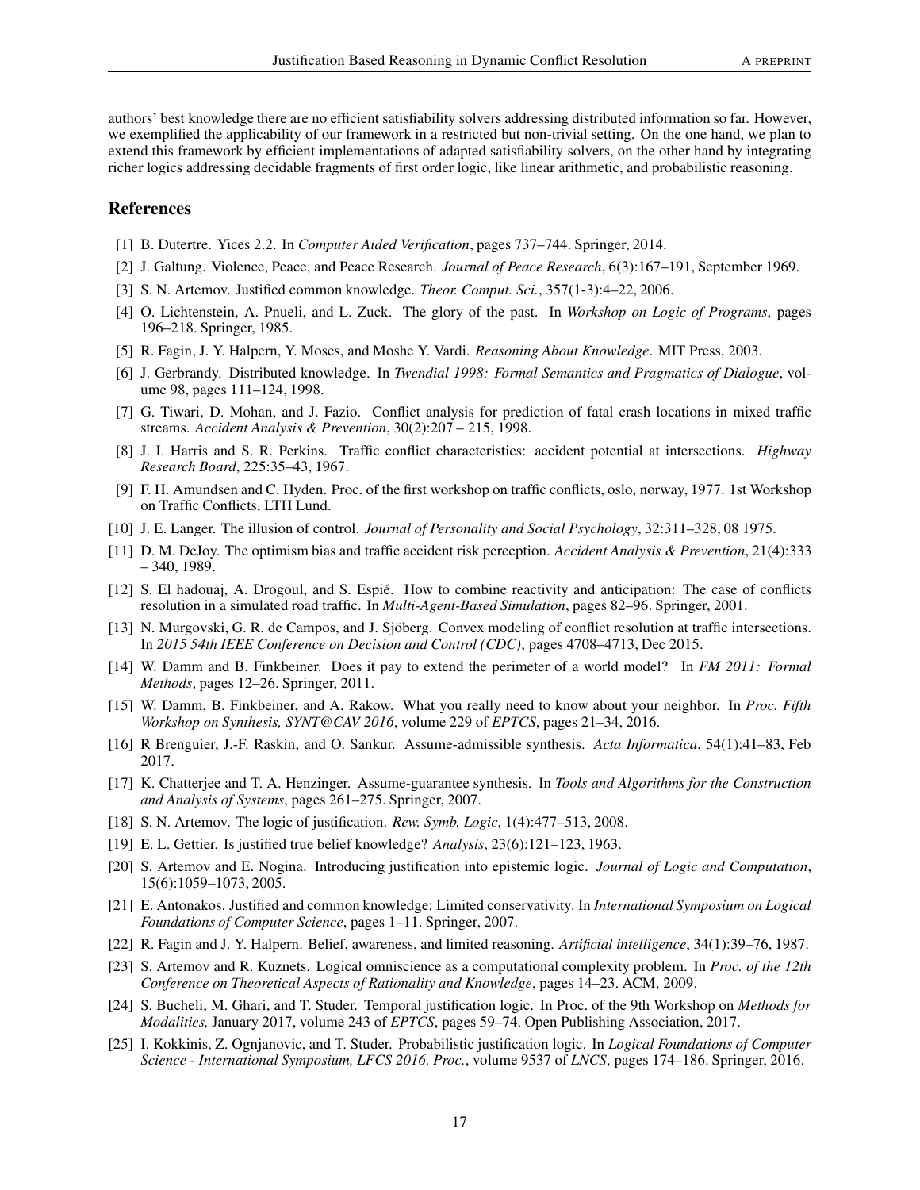authors' best knowledge there are no efficient satisfiability solvers addressing distributed information so far. However, we exemplified the applicability of our framework in a restricted but non-trivial setting. On the one hand, we plan to extend this framework by efficient implementations of adapted satisfiability solvers, on the other hand by integrating richer logics addressing decidable fragments of first order logic, like linear arithmetic, and probabilistic reasoning.

## References

[1] B. Dutertre. Yices 2.2. In *Computer Aided Verification*, pages 737–744. Springer, 2014.

[2] J. Galtung. Violence, Peace, and Peace Research. *Journal of Peace Research*, 6(3):167–191, September 1969.

[3] S. N. Artemov. Justified common knowledge. *Theor. Comput. Sci.*, 357(1-3):4–22, 2006.

[4] O. Lichtenstein, A. Pnueli, and L. Zuck. The glory of the past. In *Workshop on Logic of Programs*, pages 196–218. Springer, 1985.

[5] R. Fagin, J. Y. Halpern, Y. Moses, and Moshe Y. Vardi. *Reasoning About Knowledge*. MIT Press, 2003.

[6] J. Gerbrandy. Distributed knowledge. In *Twendial 1998: Formal Semantics and Pragmatics of Dialogue*, volume 98, pages 111–124, 1998.

[7] G. Tiwari, D. Mohan, and J. Fazio. Conflict analysis for prediction of fatal crash locations in mixed traffic streams. *Accident Analysis & Prevention*, 30(2):207 – 215, 1998.

[8] J. I. Harris and S. R. Perkins. Traffic conflict characteristics: accident potential at intersections. *Highway Research Board*, 225:35–43, 1967.

[9] F. H. Amundsen and C. Hyden. Proc. of the first workshop on traffic conflicts, oslo, norway, 1977. 1st Workshop on Traffic Conflicts, LTH Lund.

[10] J. E. Langer. The illusion of control. *Journal of Personality and Social Psychology*, 32:311–328, 08 1975.

[11] D. M. DeJoy. The optimism bias and traffic accident risk perception. *Accident Analysis & Prevention*, 21(4):333 – 340, 1989.

[12] S. El hadouaj, A. Drogoul, and S. Espié. How to combine reactivity and anticipation: The case of conflicts resolution in a simulated road traffic. In *Multi-Agent-Based Simulation*, pages 82–96. Springer, 2001.

[13] N. Murgovski, G. R. de Campos, and J. Sjöberg. Convex modeling of conflict resolution at traffic intersections. In *2015 54th IEEE Conference on Decision and Control (CDC)*, pages 4708–4713, Dec 2015.

[14] W. Damm and B. Finkbeiner. Does it pay to extend the perimeter of a world model? In *FM 2011: Formal Methods*, pages 12–26. Springer, 2011.

[15] W. Damm, B. Finkbeiner, and A. Rakow. What you really need to know about your neighbor. In *Proc. Fifth Workshop on Synthesis, SYNT@CAV 2016*, volume 229 of *EPTCS*, pages 21–34, 2016.

[16] R Brenguier, J.-F. Raskin, and O. Sankur. Assume-admissible synthesis. *Acta Informatica*, 54(1):41–83, Feb 2017.

[17] K. Chatterjee and T. A. Henzinger. Assume-guarantee synthesis. In *Tools and Algorithms for the Construction and Analysis of Systems*, pages 261–275. Springer, 2007.

[18] S. N. Artemov. The logic of justification. *Rew. Symb. Logic*, 1(4):477–513, 2008.

[19] E. L. Gettier. Is justified true belief knowledge? *Analysis*, 23(6):121–123, 1963.

[20] S. Artemov and E. Nogina. Introducing justification into epistemic logic. *Journal of Logic and Computation*, 15(6):1059–1073, 2005.

[21] E. Antonakos. Justified and common knowledge: Limited conservativity. In *International Symposium on Logical Foundations of Computer Science*, pages 1–11. Springer, 2007.

[22] R. Fagin and J. Y. Halpern. Belief, awareness, and limited reasoning. *Artificial intelligence*, 34(1):39–76, 1987.

[23] S. Artemov and R. Kuznets. Logical omniscience as a computational complexity problem. In *Proc. of the 12th Conference on Theoretical Aspects of Rationality and Knowledge*, pages 14–23. ACM, 2009.

[24] S. Bucheli, M. Ghari, and T. Studer. Temporal justification logic. In Proc. of the 9th Workshop on *Methods for Modalities,* January 2017, volume 243 of *EPTCS*, pages 59–74. Open Publishing Association, 2017.

[25] I. Kokkinis, Z. Ognjanovic, and T. Studer. Probabilistic justification logic. In *Logical Foundations of Computer Science - International Symposium, LFCS 2016. Proc.*, volume 9537 of *LNCS*, pages 174–186. Springer, 2016.